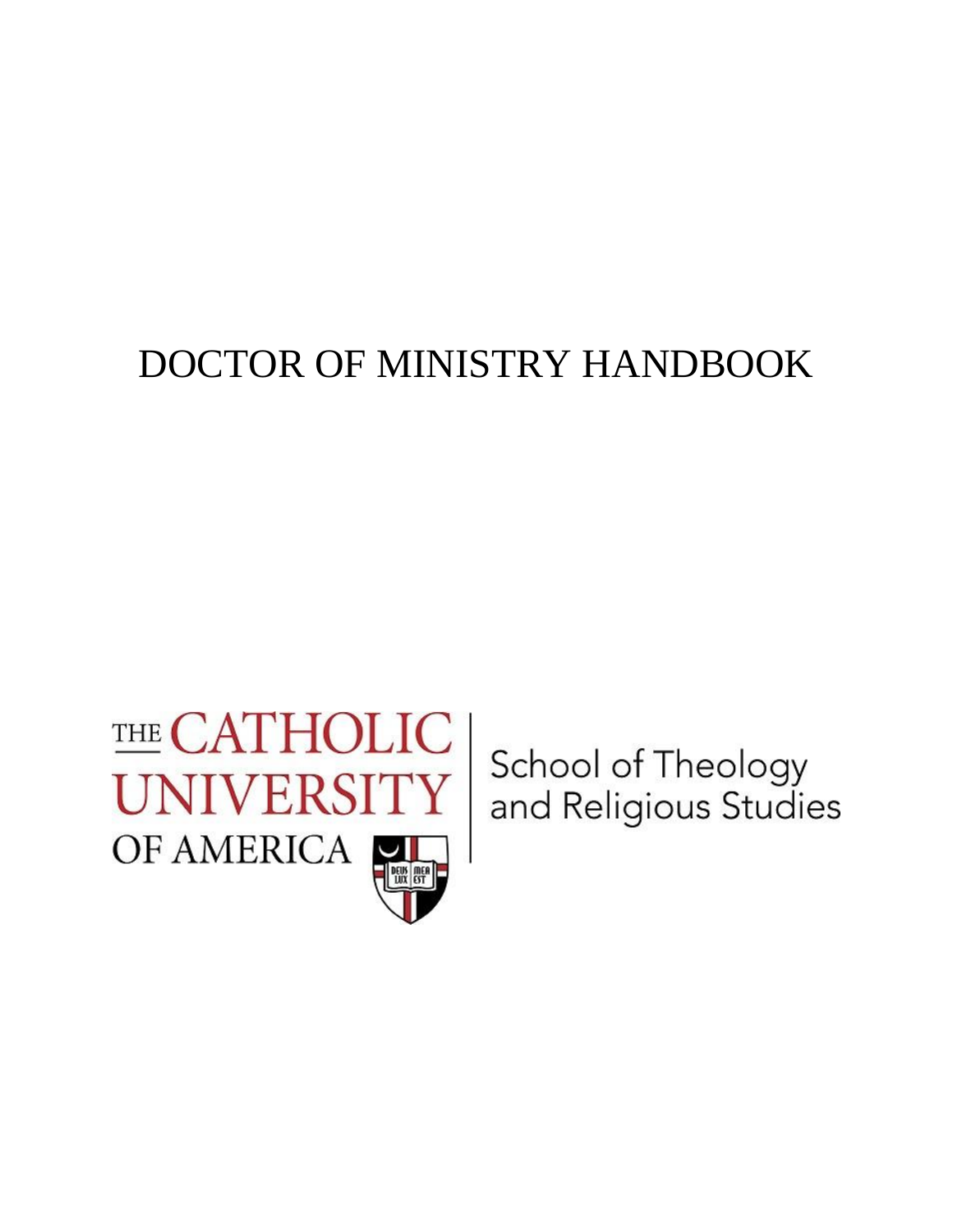# DOCTOR OF MINISTRY HANDBOOK

THE CATHOLIC UNIVERSITY OF AMERICA

School of Theology and Religious Studies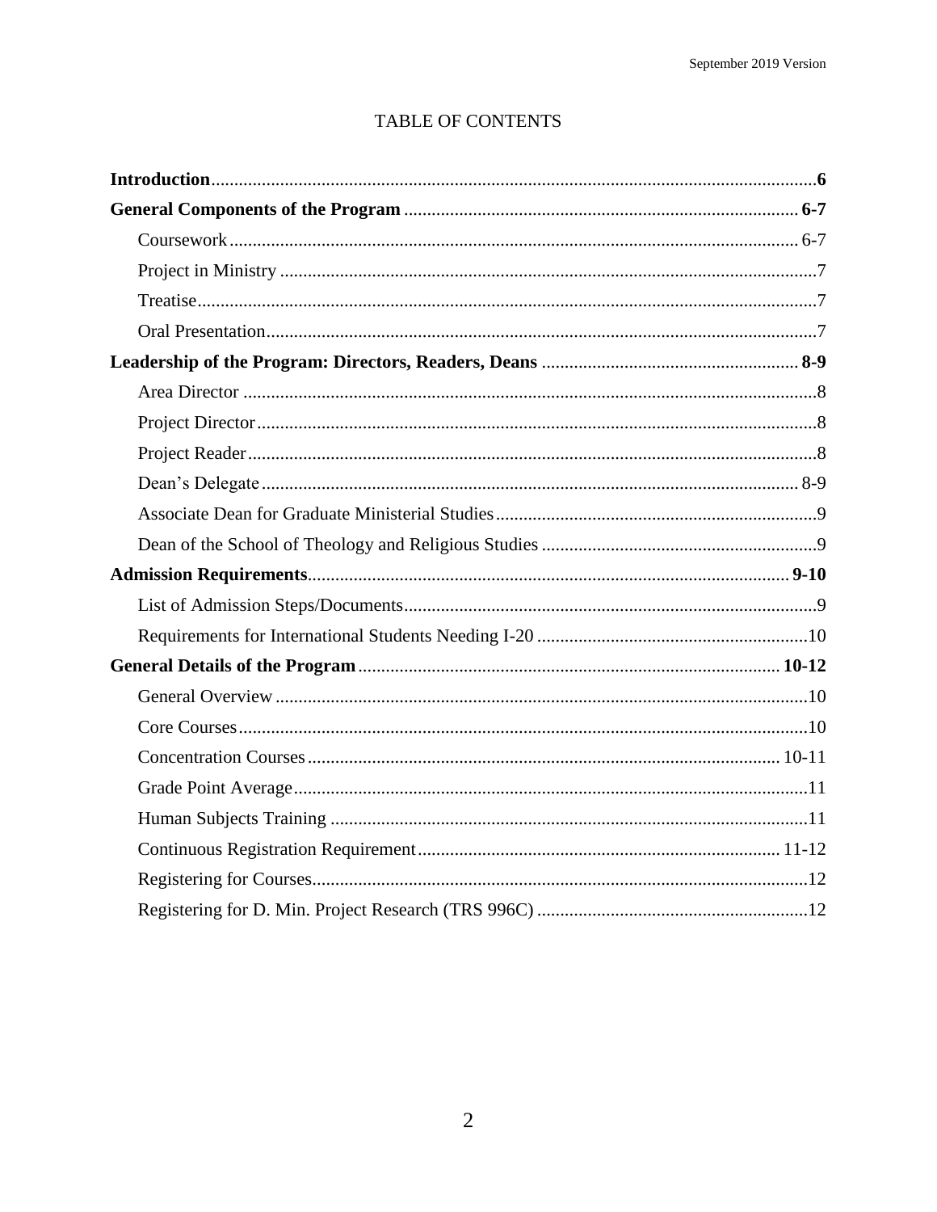# TABLE OF CONTENTS

**Introduction** .................................................. **6**

**General Components of the Program** .................................................. **6-7**

- Coursework .................................................. 6-7
- Project in Ministry .................................................. 7
- Treatise .................................................. 7
- Oral Presentation .................................................. 7

**Leadership of the Program: Directors, Readers, Deans** .................................................. **8-9**

- Area Director .................................................. 8
- Project Director .................................................. 8
- Project Reader .................................................. 8
- Dean's Delegate .................................................. 8-9
- Associate Dean for Graduate Ministerial Studies .................................................. 9
- Dean of the School of Theology and Religious Studies .................................................. 9

**Admission Requirements** .................................................. **9-10**

- List of Admission Steps/Documents .................................................. 9
- Requirements for International Students Needing I-20 .................................................. 10

**General Details of the Program** .................................................. **10-12**

- General Overview .................................................. 10
- Core Courses .................................................. 10
- Concentration Courses .................................................. 10-11
- Grade Point Average .................................................. 11
- Human Subjects Training .................................................. 11
- Continuous Registration Requirement .................................................. 11-12
- Registering for Courses .................................................. 12
- Registering for D. Min. Project Research (TRS 996C) .................................................. 12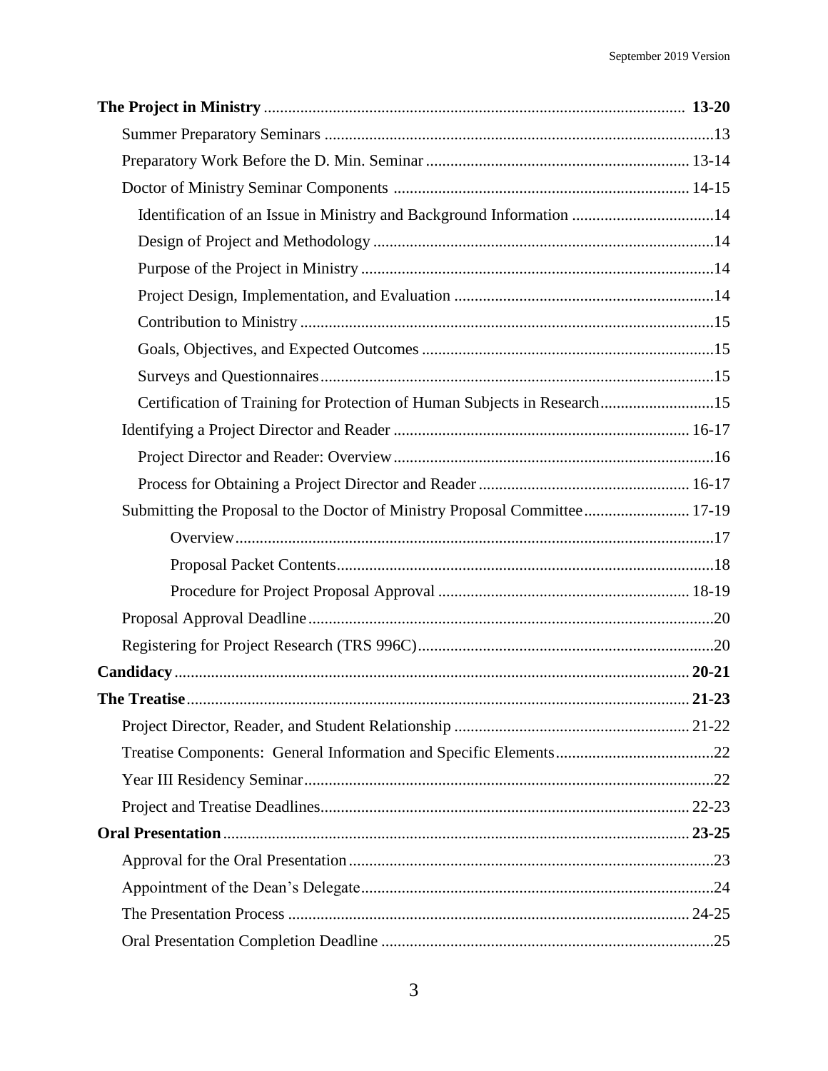| | |
|---|---|
| **The Project in Ministry** | **13-20** |
| Summer Preparatory Seminars | 13 |
| Preparatory Work Before the D. Min. Seminar | 13-14 |
| Doctor of Ministry Seminar Components | 14-15 |
| Identification of an Issue in Ministry and Background Information | 14 |
| Design of Project and Methodology | 14 |
| Purpose of the Project in Ministry | 14 |
| Project Design, Implementation, and Evaluation | 14 |
| Contribution to Ministry | 15 |
| Goals, Objectives, and Expected Outcomes | 15 |
| Surveys and Questionnaires | 15 |
| Certification of Training for Protection of Human Subjects in Research | 15 |
| Identifying a Project Director and Reader | 16-17 |
| Project Director and Reader: Overview | 16 |
| Process for Obtaining a Project Director and Reader | 16-17 |
| Submitting the Proposal to the Doctor of Ministry Proposal Committee | 17-19 |
| Overview | 17 |
| Proposal Packet Contents | 18 |
| Procedure for Project Proposal Approval | 18-19 |
| Proposal Approval Deadline | 20 |
| Registering for Project Research (TRS 996C) | 20 |
| **Candidacy** | **20-21** |
| **The Treatise** | **21-23** |
| Project Director, Reader, and Student Relationship | 21-22 |
| Treatise Components: General Information and Specific Elements | 22 |
| Year III Residency Seminar | 22 |
| Project and Treatise Deadlines | 22-23 |
| **Oral Presentation** | **23-25** |
| Approval for the Oral Presentation | 23 |
| Appointment of the Dean's Delegate | 24 |
| The Presentation Process | 24-25 |
| Oral Presentation Completion Deadline | 25 |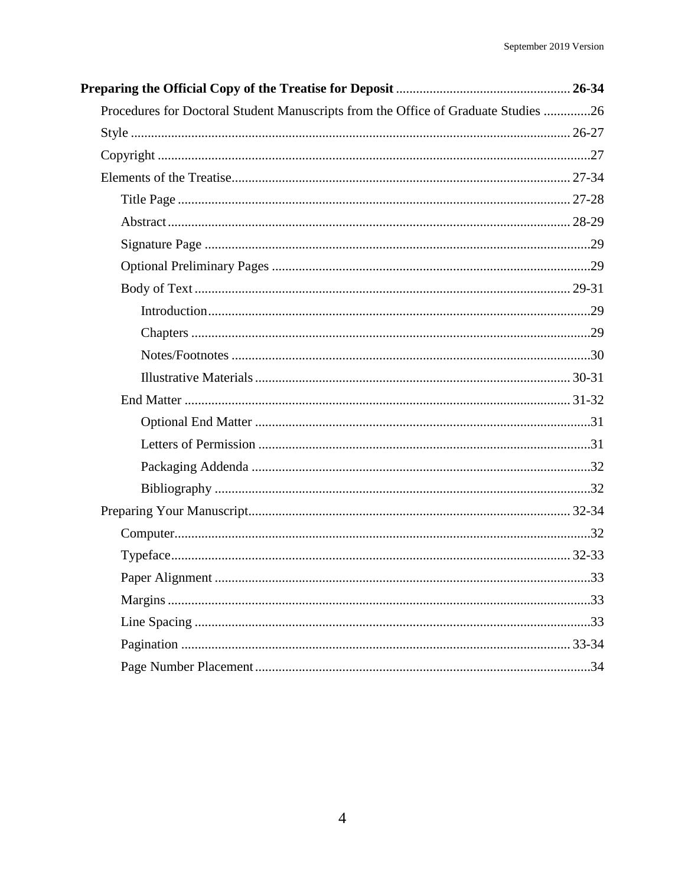**Preparing the Official Copy of the Treatise for Deposit** .................................................. **26-34**

- Procedures for Doctoral Student Manuscripts from the Office of Graduate Studies ..............26
- Style ................................................................................................................ 26-27
- Copyright ..............................................................................................................27
- Elements of the Treatise................................................................................... 27-34
  - Title Page ................................................................................................... 27-28
  - Abstract...................................................................................................... 28-29
  - Signature Page .................................................................................................29
  - Optional Preliminary Pages ..............................................................................29
  - Body of Text ............................................................................................... 29-31
    - Introduction.................................................................................................29
    - Chapters .....................................................................................................29
    - Notes/Footnotes .........................................................................................30
    - Illustrative Materials ............................................................................. 30-31
  - End Matter .................................................................................................. 31-32
    - Optional End Matter ..................................................................................31
    - Letters of Permission .................................................................................31
    - Packaging Addenda ....................................................................................32
    - Bibliography ...............................................................................................32
- Preparing Your Manuscript............................................................................... 32-34
  - Computer..........................................................................................................32
  - Typeface...................................................................................................... 32-33
  - Paper Alignment ...............................................................................................33
  - Margins .............................................................................................................33
  - Line Spacing .....................................................................................................33
  - Pagination .................................................................................................... 33-34
  - Page Number Placement ..................................................................................34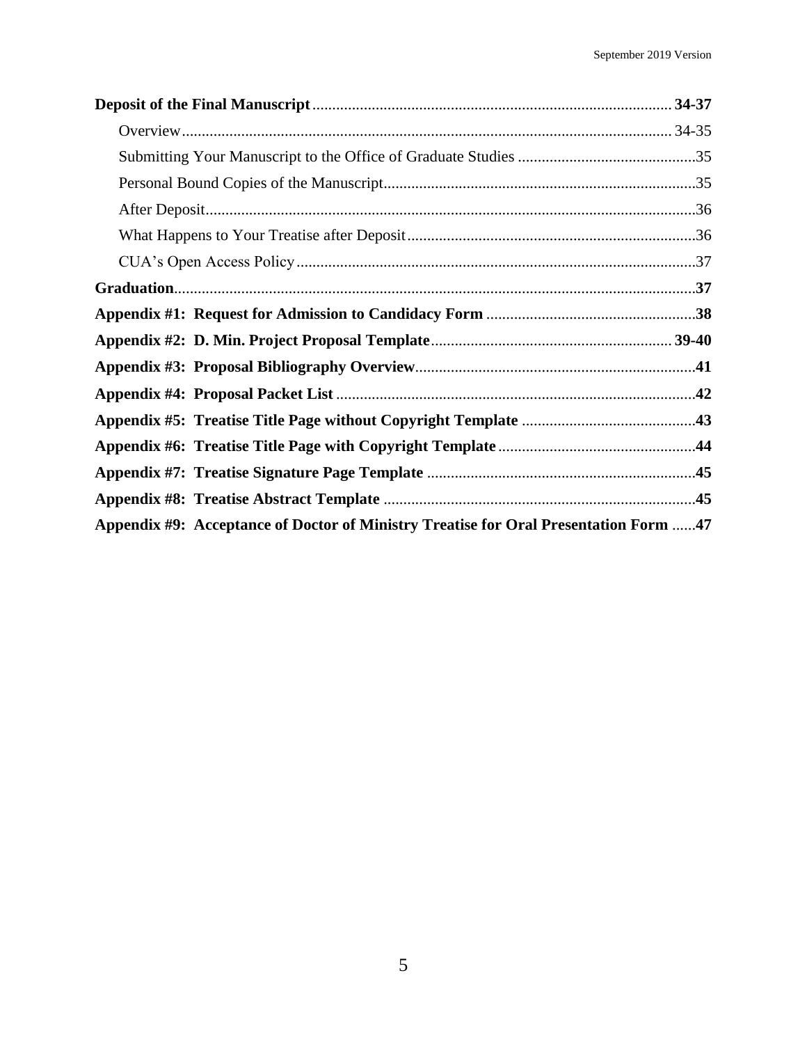**Deposit of the Final Manuscript** .......... **34-37**

Overview .......... 34-35

Submitting Your Manuscript to the Office of Graduate Studies .......... 35

Personal Bound Copies of the Manuscript .......... 35

After Deposit .......... 36

What Happens to Your Treatise after Deposit .......... 36

CUA's Open Access Policy .......... 37

**Graduation** .......... **37**

**Appendix #1: Request for Admission to Candidacy Form** .......... **38**

**Appendix #2: D. Min. Project Proposal Template** .......... **39-40**

**Appendix #3: Proposal Bibliography Overview** .......... **41**

**Appendix #4: Proposal Packet List** .......... **42**

**Appendix #5: Treatise Title Page without Copyright Template** .......... **43**

**Appendix #6: Treatise Title Page with Copyright Template** .......... **44**

**Appendix #7: Treatise Signature Page Template** .......... **45**

**Appendix #8: Treatise Abstract Template** .......... **45**

**Appendix #9: Acceptance of Doctor of Ministry Treatise for Oral Presentation Form** .......... **47**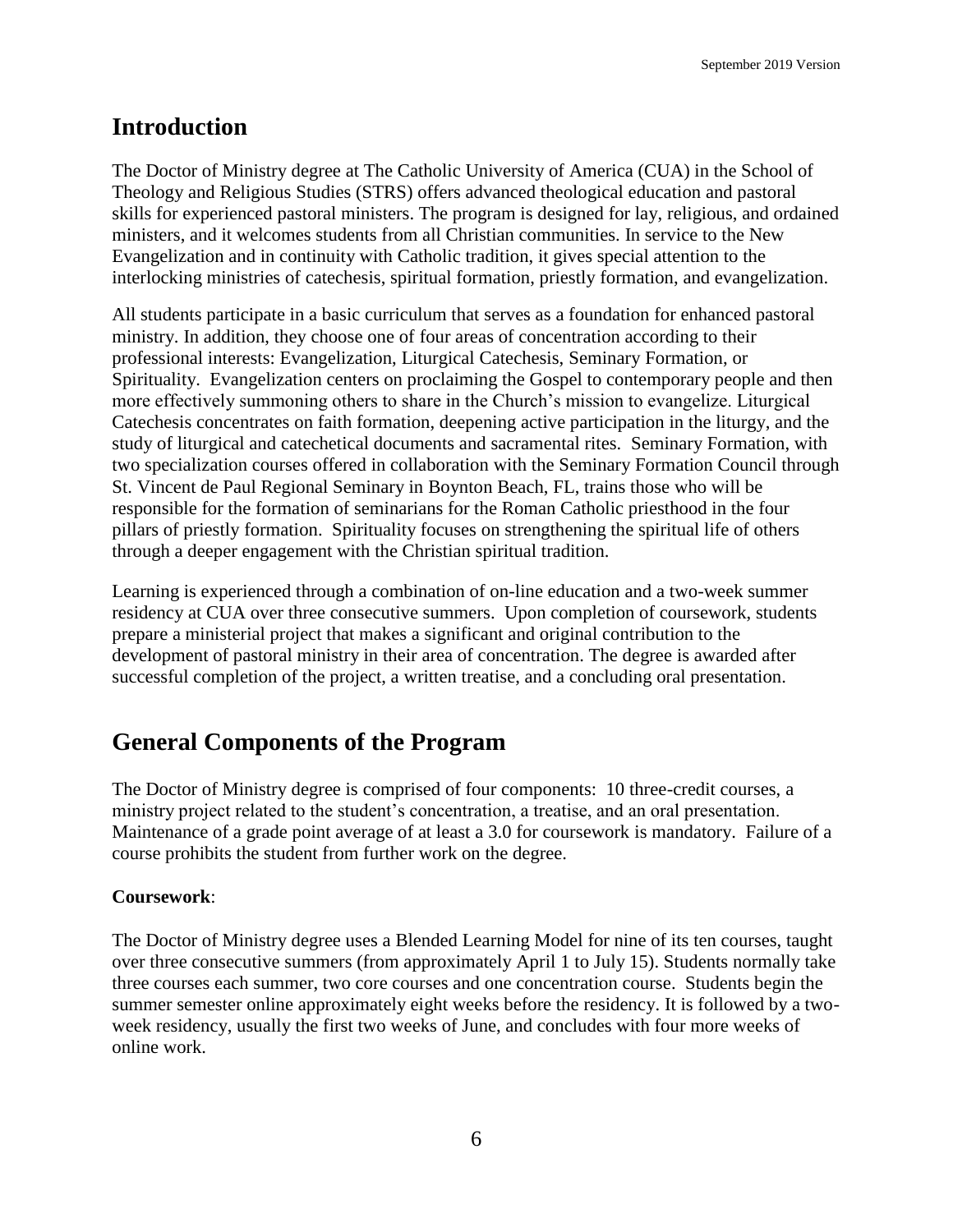## Introduction

The Doctor of Ministry degree at The Catholic University of America (CUA) in the School of Theology and Religious Studies (STRS) offers advanced theological education and pastoral skills for experienced pastoral ministers. The program is designed for lay, religious, and ordained ministers, and it welcomes students from all Christian communities. In service to the New Evangelization and in continuity with Catholic tradition, it gives special attention to the interlocking ministries of catechesis, spiritual formation, priestly formation, and evangelization.

All students participate in a basic curriculum that serves as a foundation for enhanced pastoral ministry. In addition, they choose one of four areas of concentration according to their professional interests: Evangelization, Liturgical Catechesis, Seminary Formation, or Spirituality. Evangelization centers on proclaiming the Gospel to contemporary people and then more effectively summoning others to share in the Church's mission to evangelize. Liturgical Catechesis concentrates on faith formation, deepening active participation in the liturgy, and the study of liturgical and catechetical documents and sacramental rites. Seminary Formation, with two specialization courses offered in collaboration with the Seminary Formation Council through St. Vincent de Paul Regional Seminary in Boynton Beach, FL, trains those who will be responsible for the formation of seminarians for the Roman Catholic priesthood in the four pillars of priestly formation. Spirituality focuses on strengthening the spiritual life of others through a deeper engagement with the Christian spiritual tradition.

Learning is experienced through a combination of on-line education and a two-week summer residency at CUA over three consecutive summers. Upon completion of coursework, students prepare a ministerial project that makes a significant and original contribution to the development of pastoral ministry in their area of concentration. The degree is awarded after successful completion of the project, a written treatise, and a concluding oral presentation.

## General Components of the Program

The Doctor of Ministry degree is comprised of four components: 10 three-credit courses, a ministry project related to the student's concentration, a treatise, and an oral presentation. Maintenance of a grade point average of at least a 3.0 for coursework is mandatory. Failure of a course prohibits the student from further work on the degree.

**Coursework**:

The Doctor of Ministry degree uses a Blended Learning Model for nine of its ten courses, taught over three consecutive summers (from approximately April 1 to July 15). Students normally take three courses each summer, two core courses and one concentration course. Students begin the summer semester online approximately eight weeks before the residency. It is followed by a two-week residency, usually the first two weeks of June, and concludes with four more weeks of online work.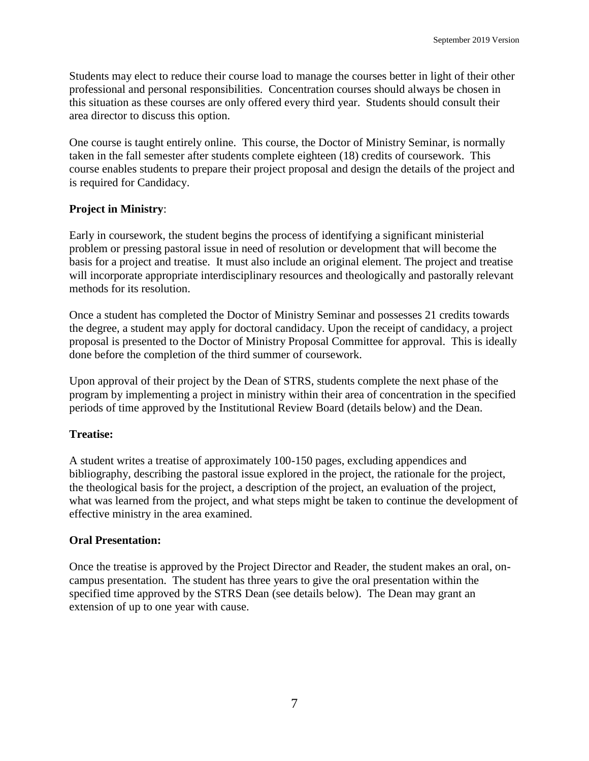Students may elect to reduce their course load to manage the courses better in light of their other professional and personal responsibilities. Concentration courses should always be chosen in this situation as these courses are only offered every third year. Students should consult their area director to discuss this option.

One course is taught entirely online. This course, the Doctor of Ministry Seminar, is normally taken in the fall semester after students complete eighteen (18) credits of coursework. This course enables students to prepare their project proposal and design the details of the project and is required for Candidacy.

**Project in Ministry**:

Early in coursework, the student begins the process of identifying a significant ministerial problem or pressing pastoral issue in need of resolution or development that will become the basis for a project and treatise. It must also include an original element. The project and treatise will incorporate appropriate interdisciplinary resources and theologically and pastorally relevant methods for its resolution.

Once a student has completed the Doctor of Ministry Seminar and possesses 21 credits towards the degree, a student may apply for doctoral candidacy. Upon the receipt of candidacy, a project proposal is presented to the Doctor of Ministry Proposal Committee for approval. This is ideally done before the completion of the third summer of coursework.

Upon approval of their project by the Dean of STRS, students complete the next phase of the program by implementing a project in ministry within their area of concentration in the specified periods of time approved by the Institutional Review Board (details below) and the Dean.

**Treatise:**

A student writes a treatise of approximately 100-150 pages, excluding appendices and bibliography, describing the pastoral issue explored in the project, the rationale for the project, the theological basis for the project, a description of the project, an evaluation of the project, what was learned from the project, and what steps might be taken to continue the development of effective ministry in the area examined.

**Oral Presentation:**

Once the treatise is approved by the Project Director and Reader, the student makes an oral, on-campus presentation. The student has three years to give the oral presentation within the specified time approved by the STRS Dean (see details below). The Dean may grant an extension of up to one year with cause.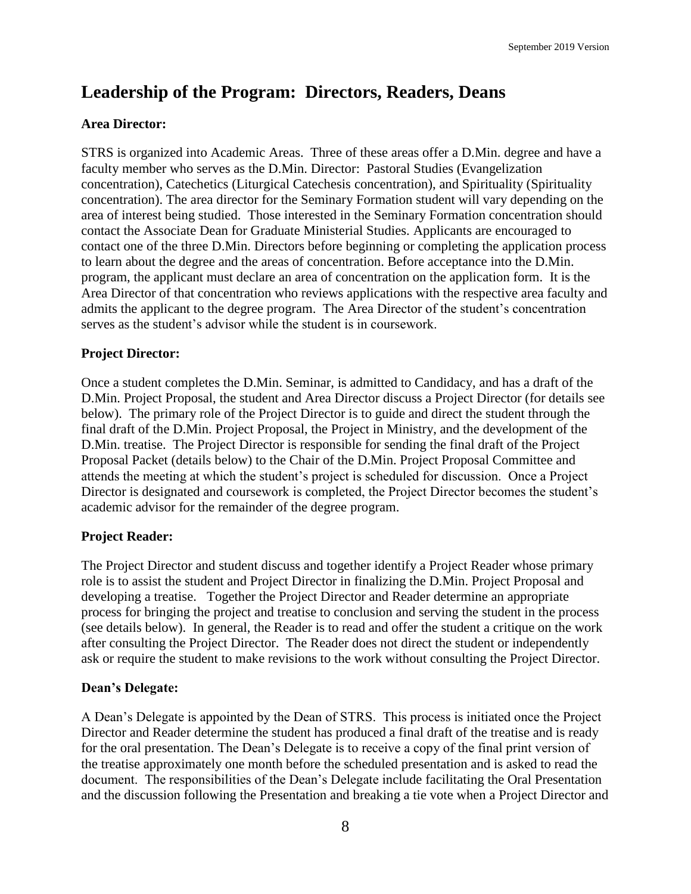# Leadership of the Program: Directors, Readers, Deans

### Area Director:

STRS is organized into Academic Areas. Three of these areas offer a D.Min. degree and have a faculty member who serves as the D.Min. Director: Pastoral Studies (Evangelization concentration), Catechetics (Liturgical Catechesis concentration), and Spirituality (Spirituality concentration). The area director for the Seminary Formation student will vary depending on the area of interest being studied. Those interested in the Seminary Formation concentration should contact the Associate Dean for Graduate Ministerial Studies. Applicants are encouraged to contact one of the three D.Min. Directors before beginning or completing the application process to learn about the degree and the areas of concentration. Before acceptance into the D.Min. program, the applicant must declare an area of concentration on the application form. It is the Area Director of that concentration who reviews applications with the respective area faculty and admits the applicant to the degree program. The Area Director of the student's concentration serves as the student's advisor while the student is in coursework.

### Project Director:

Once a student completes the D.Min. Seminar, is admitted to Candidacy, and has a draft of the D.Min. Project Proposal, the student and Area Director discuss a Project Director (for details see below). The primary role of the Project Director is to guide and direct the student through the final draft of the D.Min. Project Proposal, the Project in Ministry, and the development of the D.Min. treatise. The Project Director is responsible for sending the final draft of the Project Proposal Packet (details below) to the Chair of the D.Min. Project Proposal Committee and attends the meeting at which the student's project is scheduled for discussion. Once a Project Director is designated and coursework is completed, the Project Director becomes the student's academic advisor for the remainder of the degree program.

### Project Reader:

The Project Director and student discuss and together identify a Project Reader whose primary role is to assist the student and Project Director in finalizing the D.Min. Project Proposal and developing a treatise. Together the Project Director and Reader determine an appropriate process for bringing the project and treatise to conclusion and serving the student in the process (see details below). In general, the Reader is to read and offer the student a critique on the work after consulting the Project Director. The Reader does not direct the student or independently ask or require the student to make revisions to the work without consulting the Project Director.

### Dean's Delegate:

A Dean's Delegate is appointed by the Dean of STRS. This process is initiated once the Project Director and Reader determine the student has produced a final draft of the treatise and is ready for the oral presentation. The Dean's Delegate is to receive a copy of the final print version of the treatise approximately one month before the scheduled presentation and is asked to read the document. The responsibilities of the Dean's Delegate include facilitating the Oral Presentation and the discussion following the Presentation and breaking a tie vote when a Project Director and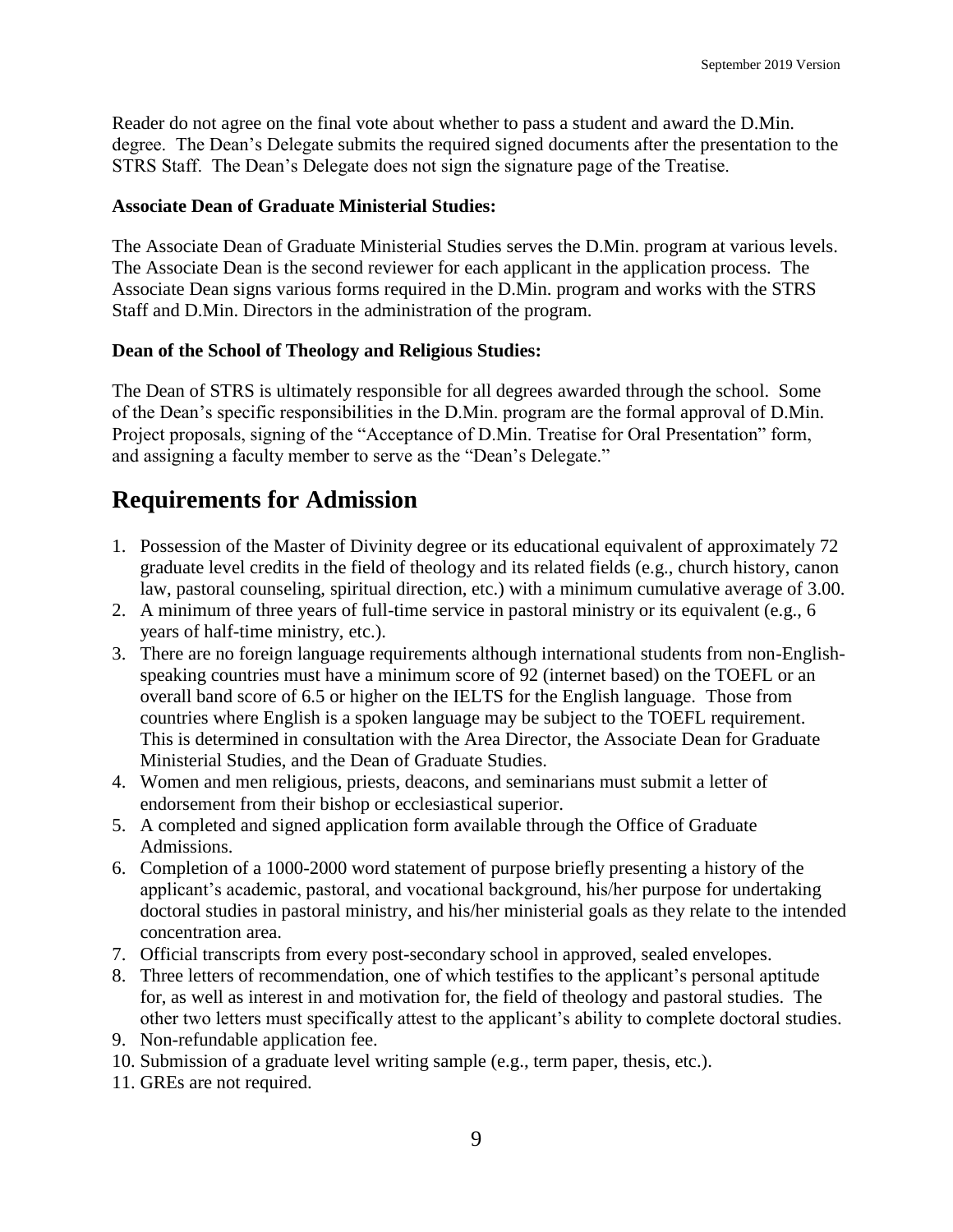Reader do not agree on the final vote about whether to pass a student and award the D.Min. degree. The Dean's Delegate submits the required signed documents after the presentation to the STRS Staff. The Dean's Delegate does not sign the signature page of the Treatise.

**Associate Dean of Graduate Ministerial Studies:**

The Associate Dean of Graduate Ministerial Studies serves the D.Min. program at various levels. The Associate Dean is the second reviewer for each applicant in the application process. The Associate Dean signs various forms required in the D.Min. program and works with the STRS Staff and D.Min. Directors in the administration of the program.

**Dean of the School of Theology and Religious Studies:**

The Dean of STRS is ultimately responsible for all degrees awarded through the school. Some of the Dean's specific responsibilities in the D.Min. program are the formal approval of D.Min. Project proposals, signing of the "Acceptance of D.Min. Treatise for Oral Presentation" form, and assigning a faculty member to serve as the "Dean's Delegate."

# Requirements for Admission

1. Possession of the Master of Divinity degree or its educational equivalent of approximately 72 graduate level credits in the field of theology and its related fields (e.g., church history, canon law, pastoral counseling, spiritual direction, etc.) with a minimum cumulative average of 3.00.
2. A minimum of three years of full-time service in pastoral ministry or its equivalent (e.g., 6 years of half-time ministry, etc.).
3. There are no foreign language requirements although international students from non-English-speaking countries must have a minimum score of 92 (internet based) on the TOEFL or an overall band score of 6.5 or higher on the IELTS for the English language. Those from countries where English is a spoken language may be subject to the TOEFL requirement. This is determined in consultation with the Area Director, the Associate Dean for Graduate Ministerial Studies, and the Dean of Graduate Studies.
4. Women and men religious, priests, deacons, and seminarians must submit a letter of endorsement from their bishop or ecclesiastical superior.
5. A completed and signed application form available through the Office of Graduate Admissions.
6. Completion of a 1000-2000 word statement of purpose briefly presenting a history of the applicant's academic, pastoral, and vocational background, his/her purpose for undertaking doctoral studies in pastoral ministry, and his/her ministerial goals as they relate to the intended concentration area.
7. Official transcripts from every post-secondary school in approved, sealed envelopes.
8. Three letters of recommendation, one of which testifies to the applicant's personal aptitude for, as well as interest in and motivation for, the field of theology and pastoral studies. The other two letters must specifically attest to the applicant's ability to complete doctoral studies.
9. Non-refundable application fee.
10. Submission of a graduate level writing sample (e.g., term paper, thesis, etc.).
11. GREs are not required.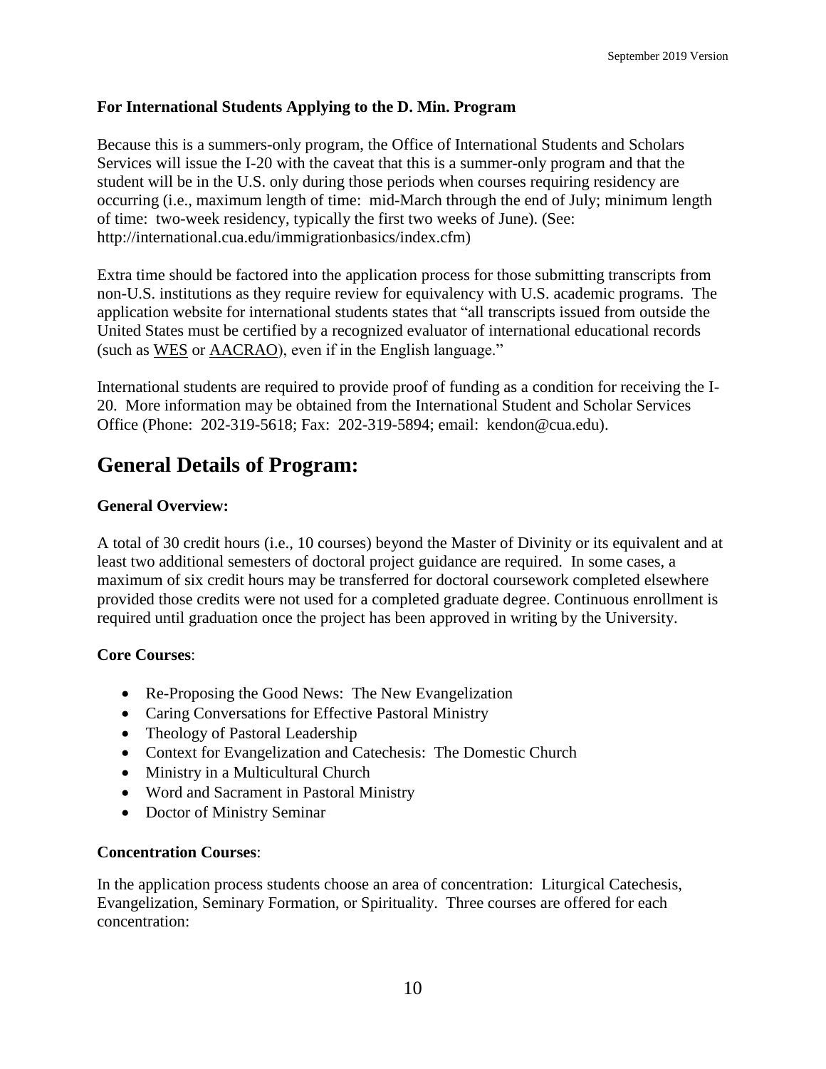**For International Students Applying to the D. Min. Program**

Because this is a summers-only program, the Office of International Students and Scholars Services will issue the I-20 with the caveat that this is a summer-only program and that the student will be in the U.S. only during those periods when courses requiring residency are occurring (i.e., maximum length of time: mid-March through the end of July; minimum length of time: two-week residency, typically the first two weeks of June). (See: http://international.cua.edu/immigrationbasics/index.cfm)

Extra time should be factored into the application process for those submitting transcripts from non-U.S. institutions as they require review for equivalency with U.S. academic programs. The application website for international students states that "all transcripts issued from outside the United States must be certified by a recognized evaluator of international educational records (such as WES or AACRAO), even if in the English language."

International students are required to provide proof of funding as a condition for receiving the I-20. More information may be obtained from the International Student and Scholar Services Office (Phone: 202-319-5618; Fax: 202-319-5894; email: kendon@cua.edu).

## General Details of Program:

**General Overview:**

A total of 30 credit hours (i.e., 10 courses) beyond the Master of Divinity or its equivalent and at least two additional semesters of doctoral project guidance are required. In some cases, a maximum of six credit hours may be transferred for doctoral coursework completed elsewhere provided those credits were not used for a completed graduate degree. Continuous enrollment is required until graduation once the project has been approved in writing by the University.

**Core Courses**:

- Re-Proposing the Good News: The New Evangelization
- Caring Conversations for Effective Pastoral Ministry
- Theology of Pastoral Leadership
- Context for Evangelization and Catechesis: The Domestic Church
- Ministry in a Multicultural Church
- Word and Sacrament in Pastoral Ministry
- Doctor of Ministry Seminar

**Concentration Courses**:

In the application process students choose an area of concentration: Liturgical Catechesis, Evangelization, Seminary Formation, or Spirituality. Three courses are offered for each concentration: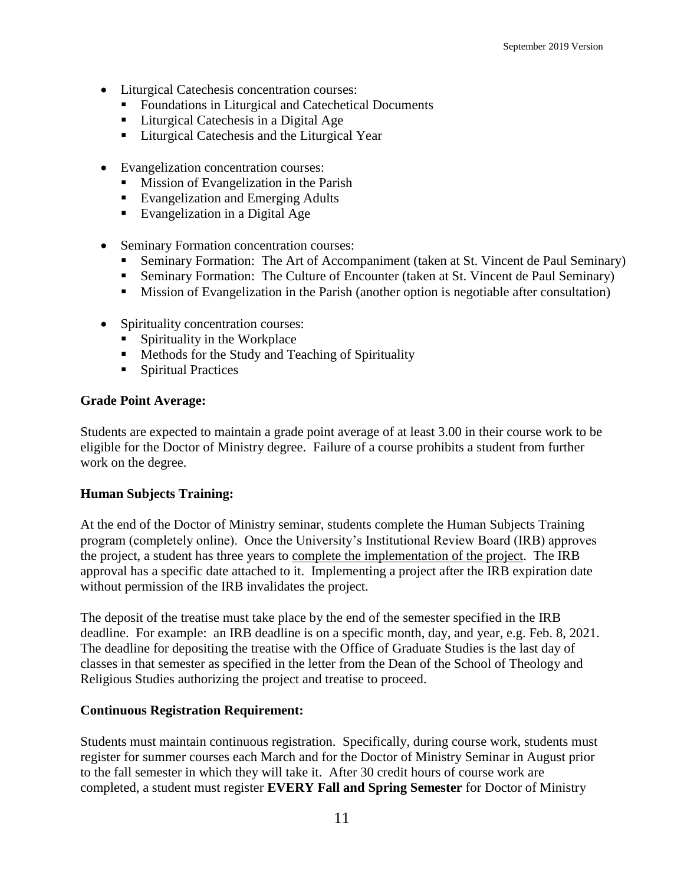- Liturgical Catechesis concentration courses:
    - Foundations in Liturgical and Catechetical Documents
    - Liturgical Catechesis in a Digital Age
    - Liturgical Catechesis and the Liturgical Year

- Evangelization concentration courses:
    - Mission of Evangelization in the Parish
    - Evangelization and Emerging Adults
    - Evangelization in a Digital Age

- Seminary Formation concentration courses:
    - Seminary Formation: The Art of Accompaniment (taken at St. Vincent de Paul Seminary)
    - Seminary Formation: The Culture of Encounter (taken at St. Vincent de Paul Seminary)
    - Mission of Evangelization in the Parish (another option is negotiable after consultation)

- Spirituality concentration courses:
    - Spirituality in the Workplace
    - Methods for the Study and Teaching of Spirituality
    - Spiritual Practices

**Grade Point Average:**

Students are expected to maintain a grade point average of at least 3.00 in their course work to be eligible for the Doctor of Ministry degree. Failure of a course prohibits a student from further work on the degree.

**Human Subjects Training:**

At the end of the Doctor of Ministry seminar, students complete the Human Subjects Training program (completely online). Once the University's Institutional Review Board (IRB) approves the project, a student has three years to complete the implementation of the project. The IRB approval has a specific date attached to it. Implementing a project after the IRB expiration date without permission of the IRB invalidates the project.

The deposit of the treatise must take place by the end of the semester specified in the IRB deadline. For example: an IRB deadline is on a specific month, day, and year, e.g. Feb. 8, 2021. The deadline for depositing the treatise with the Office of Graduate Studies is the last day of classes in that semester as specified in the letter from the Dean of the School of Theology and Religious Studies authorizing the project and treatise to proceed.

**Continuous Registration Requirement:**

Students must maintain continuous registration. Specifically, during course work, students must register for summer courses each March and for the Doctor of Ministry Seminar in August prior to the fall semester in which they will take it. After 30 credit hours of course work are completed, a student must register **EVERY Fall and Spring Semester** for Doctor of Ministry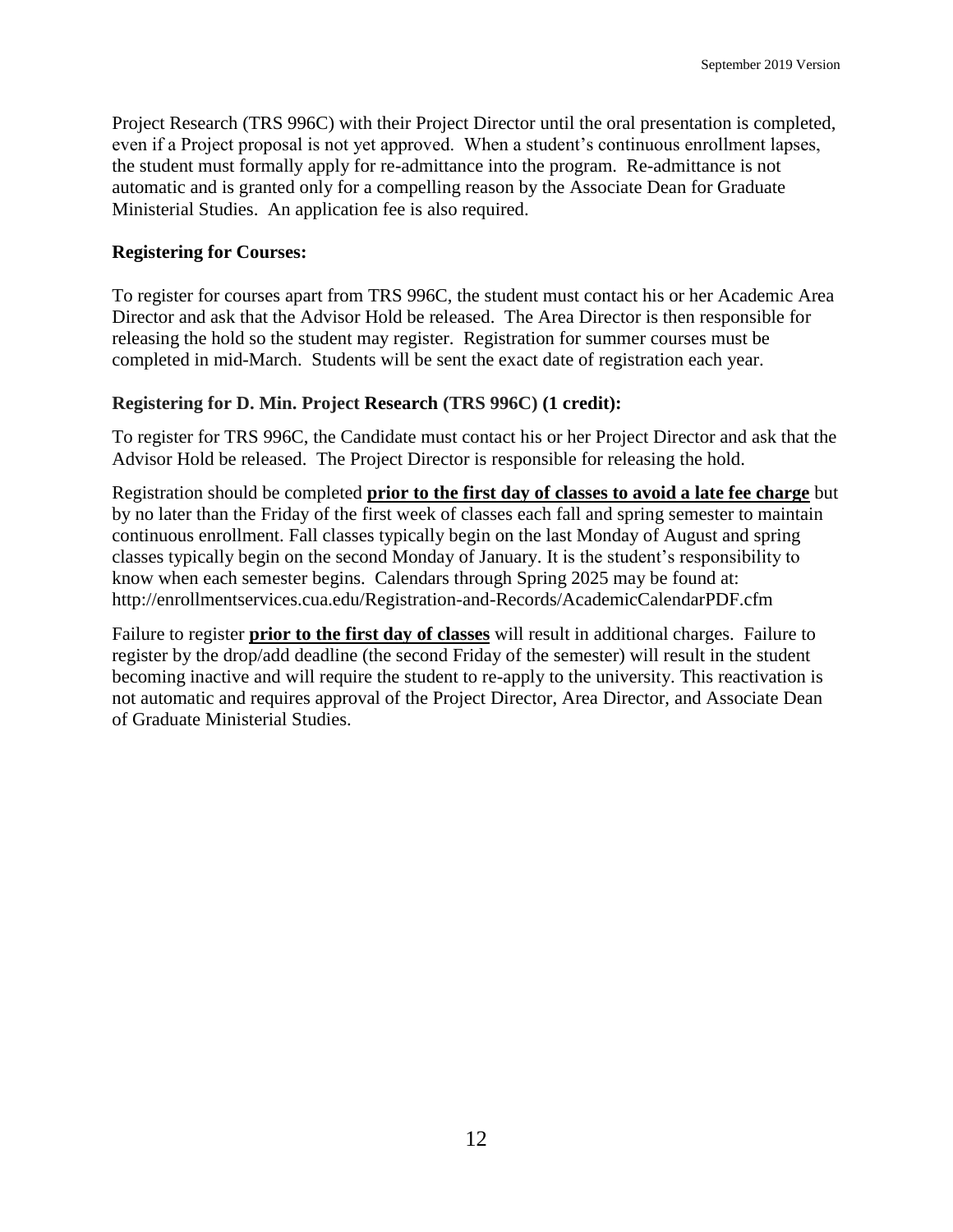Project Research (TRS 996C) with their Project Director until the oral presentation is completed, even if a Project proposal is not yet approved. When a student's continuous enrollment lapses, the student must formally apply for re-admittance into the program. Re-admittance is not automatic and is granted only for a compelling reason by the Associate Dean for Graduate Ministerial Studies. An application fee is also required.

**Registering for Courses:**

To register for courses apart from TRS 996C, the student must contact his or her Academic Area Director and ask that the Advisor Hold be released. The Area Director is then responsible for releasing the hold so the student may register. Registration for summer courses must be completed in mid-March. Students will be sent the exact date of registration each year.

**Registering for D. Min. Project Research (TRS 996C) (1 credit):**

To register for TRS 996C, the Candidate must contact his or her Project Director and ask that the Advisor Hold be released. The Project Director is responsible for releasing the hold.

Registration should be completed **prior to the first day of classes to avoid a late fee charge** but by no later than the Friday of the first week of classes each fall and spring semester to maintain continuous enrollment. Fall classes typically begin on the last Monday of August and spring classes typically begin on the second Monday of January. It is the student's responsibility to know when each semester begins. Calendars through Spring 2025 may be found at: http://enrollmentservices.cua.edu/Registration-and-Records/AcademicCalendarPDF.cfm

Failure to register **prior to the first day of classes** will result in additional charges. Failure to register by the drop/add deadline (the second Friday of the semester) will result in the student becoming inactive and will require the student to re-apply to the university. This reactivation is not automatic and requires approval of the Project Director, Area Director, and Associate Dean of Graduate Ministerial Studies.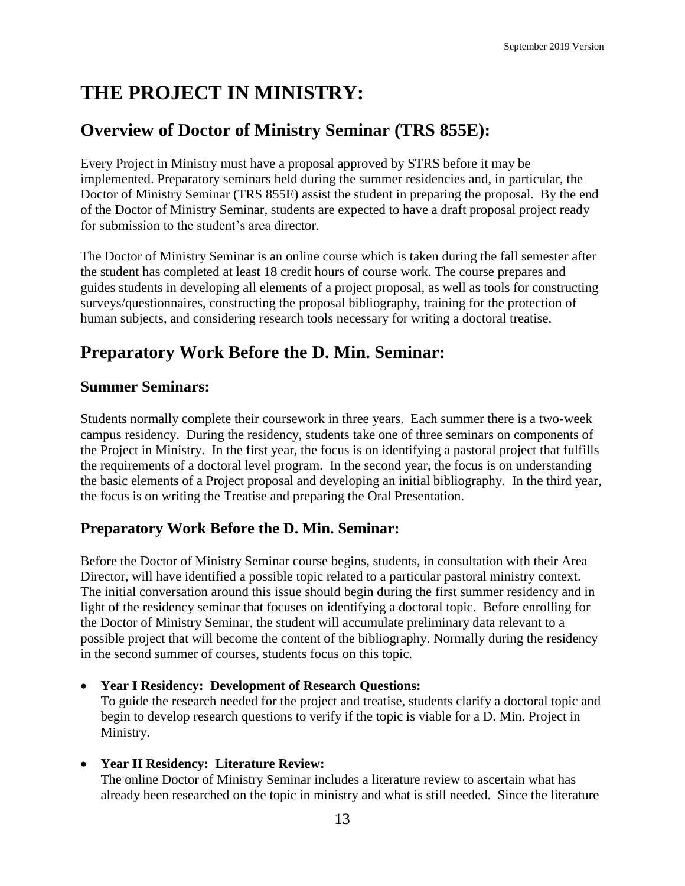# THE PROJECT IN MINISTRY:

## Overview of Doctor of Ministry Seminar (TRS 855E):

Every Project in Ministry must have a proposal approved by STRS before it may be implemented. Preparatory seminars held during the summer residencies and, in particular, the Doctor of Ministry Seminar (TRS 855E) assist the student in preparing the proposal. By the end of the Doctor of Ministry Seminar, students are expected to have a draft proposal project ready for submission to the student's area director.

The Doctor of Ministry Seminar is an online course which is taken during the fall semester after the student has completed at least 18 credit hours of course work. The course prepares and guides students in developing all elements of a project proposal, as well as tools for constructing surveys/questionnaires, constructing the proposal bibliography, training for the protection of human subjects, and considering research tools necessary for writing a doctoral treatise.

## Preparatory Work Before the D. Min. Seminar:

### Summer Seminars:

Students normally complete their coursework in three years. Each summer there is a two-week campus residency. During the residency, students take one of three seminars on components of the Project in Ministry. In the first year, the focus is on identifying a pastoral project that fulfills the requirements of a doctoral level program. In the second year, the focus is on understanding the basic elements of a Project proposal and developing an initial bibliography. In the third year, the focus is on writing the Treatise and preparing the Oral Presentation.

### Preparatory Work Before the D. Min. Seminar:

Before the Doctor of Ministry Seminar course begins, students, in consultation with their Area Director, will have identified a possible topic related to a particular pastoral ministry context. The initial conversation around this issue should begin during the first summer residency and in light of the residency seminar that focuses on identifying a doctoral topic. Before enrolling for the Doctor of Ministry Seminar, the student will accumulate preliminary data relevant to a possible project that will become the content of the bibliography. Normally during the residency in the second summer of courses, students focus on this topic.

- **Year I Residency: Development of Research Questions:**
  To guide the research needed for the project and treatise, students clarify a doctoral topic and begin to develop research questions to verify if the topic is viable for a D. Min. Project in Ministry.

- **Year II Residency: Literature Review:**
  The online Doctor of Ministry Seminar includes a literature review to ascertain what has already been researched on the topic in ministry and what is still needed. Since the literature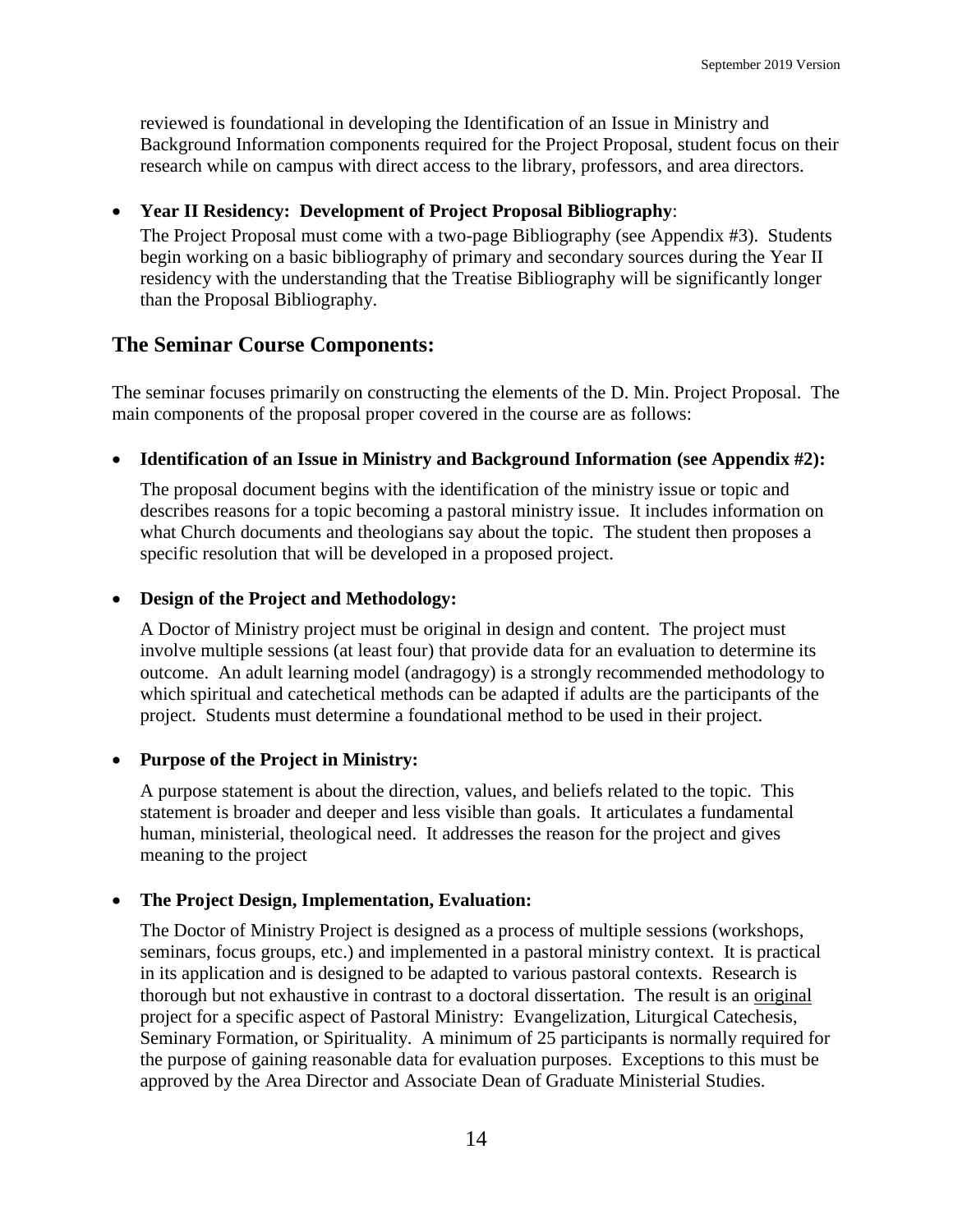reviewed is foundational in developing the Identification of an Issue in Ministry and Background Information components required for the Project Proposal, student focus on their research while on campus with direct access to the library, professors, and area directors.

- **Year II Residency: Development of Project Proposal Bibliography**:

  The Project Proposal must come with a two-page Bibliography (see Appendix #3). Students begin working on a basic bibliography of primary and secondary sources during the Year II residency with the understanding that the Treatise Bibliography will be significantly longer than the Proposal Bibliography.

## The Seminar Course Components:

The seminar focuses primarily on constructing the elements of the D. Min. Project Proposal. The main components of the proposal proper covered in the course are as follows:

- **Identification of an Issue in Ministry and Background Information (see Appendix #2):**

  The proposal document begins with the identification of the ministry issue or topic and describes reasons for a topic becoming a pastoral ministry issue. It includes information on what Church documents and theologians say about the topic. The student then proposes a specific resolution that will be developed in a proposed project.

- **Design of the Project and Methodology:**

  A Doctor of Ministry project must be original in design and content. The project must involve multiple sessions (at least four) that provide data for an evaluation to determine its outcome. An adult learning model (andragogy) is a strongly recommended methodology to which spiritual and catechetical methods can be adapted if adults are the participants of the project. Students must determine a foundational method to be used in their project.

- **Purpose of the Project in Ministry:**

  A purpose statement is about the direction, values, and beliefs related to the topic. This statement is broader and deeper and less visible than goals. It articulates a fundamental human, ministerial, theological need. It addresses the reason for the project and gives meaning to the project

- **The Project Design, Implementation, Evaluation:**

  The Doctor of Ministry Project is designed as a process of multiple sessions (workshops, seminars, focus groups, etc.) and implemented in a pastoral ministry context. It is practical in its application and is designed to be adapted to various pastoral contexts. Research is thorough but not exhaustive in contrast to a doctoral dissertation. The result is an <u>original</u> project for a specific aspect of Pastoral Ministry: Evangelization, Liturgical Catechesis, Seminary Formation, or Spirituality. A minimum of 25 participants is normally required for the purpose of gaining reasonable data for evaluation purposes. Exceptions to this must be approved by the Area Director and Associate Dean of Graduate Ministerial Studies.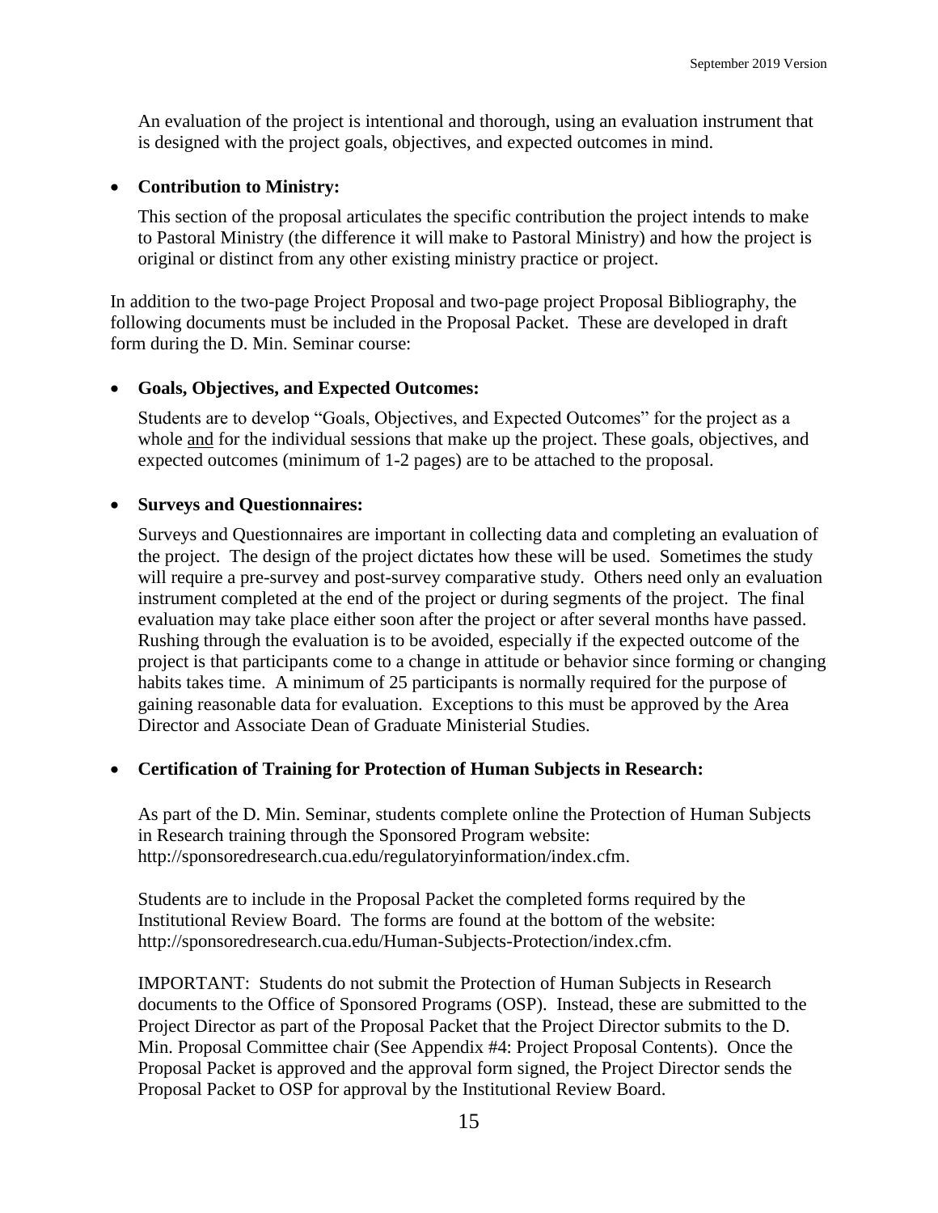An evaluation of the project is intentional and thorough, using an evaluation instrument that is designed with the project goals, objectives, and expected outcomes in mind.

- **Contribution to Ministry:**

  This section of the proposal articulates the specific contribution the project intends to make to Pastoral Ministry (the difference it will make to Pastoral Ministry) and how the project is original or distinct from any other existing ministry practice or project.

In addition to the two-page Project Proposal and two-page project Proposal Bibliography, the following documents must be included in the Proposal Packet. These are developed in draft form during the D. Min. Seminar course:

- **Goals, Objectives, and Expected Outcomes:**

  Students are to develop "Goals, Objectives, and Expected Outcomes" for the project as a whole and for the individual sessions that make up the project. These goals, objectives, and expected outcomes (minimum of 1-2 pages) are to be attached to the proposal.

- **Surveys and Questionnaires:**

  Surveys and Questionnaires are important in collecting data and completing an evaluation of the project. The design of the project dictates how these will be used. Sometimes the study will require a pre-survey and post-survey comparative study. Others need only an evaluation instrument completed at the end of the project or during segments of the project. The final evaluation may take place either soon after the project or after several months have passed. Rushing through the evaluation is to be avoided, especially if the expected outcome of the project is that participants come to a change in attitude or behavior since forming or changing habits takes time. A minimum of 25 participants is normally required for the purpose of gaining reasonable data for evaluation. Exceptions to this must be approved by the Area Director and Associate Dean of Graduate Ministerial Studies.

- **Certification of Training for Protection of Human Subjects in Research:**

  As part of the D. Min. Seminar, students complete online the Protection of Human Subjects in Research training through the Sponsored Program website: http://sponsoredresearch.cua.edu/regulatoryinformation/index.cfm.

  Students are to include in the Proposal Packet the completed forms required by the Institutional Review Board. The forms are found at the bottom of the website: http://sponsoredresearch.cua.edu/Human-Subjects-Protection/index.cfm.

  IMPORTANT: Students do not submit the Protection of Human Subjects in Research documents to the Office of Sponsored Programs (OSP). Instead, these are submitted to the Project Director as part of the Proposal Packet that the Project Director submits to the D. Min. Proposal Committee chair (See Appendix #4: Project Proposal Contents). Once the Proposal Packet is approved and the approval form signed, the Project Director sends the Proposal Packet to OSP for approval by the Institutional Review Board.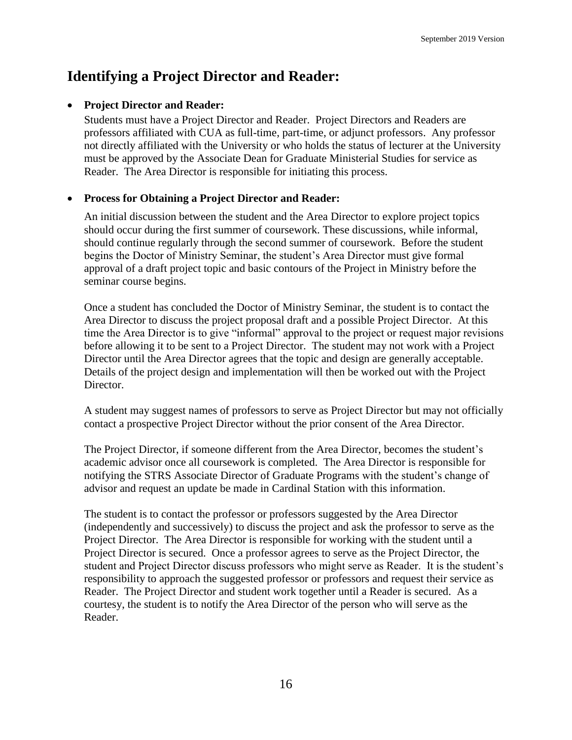## Identifying a Project Director and Reader:

- **Project Director and Reader:**

  Students must have a Project Director and Reader. Project Directors and Readers are professors affiliated with CUA as full-time, part-time, or adjunct professors. Any professor not directly affiliated with the University or who holds the status of lecturer at the University must be approved by the Associate Dean for Graduate Ministerial Studies for service as Reader. The Area Director is responsible for initiating this process.

- **Process for Obtaining a Project Director and Reader:**

  An initial discussion between the student and the Area Director to explore project topics should occur during the first summer of coursework. These discussions, while informal, should continue regularly through the second summer of coursework. Before the student begins the Doctor of Ministry Seminar, the student's Area Director must give formal approval of a draft project topic and basic contours of the Project in Ministry before the seminar course begins.

  Once a student has concluded the Doctor of Ministry Seminar, the student is to contact the Area Director to discuss the project proposal draft and a possible Project Director. At this time the Area Director is to give "informal" approval to the project or request major revisions before allowing it to be sent to a Project Director. The student may not work with a Project Director until the Area Director agrees that the topic and design are generally acceptable. Details of the project design and implementation will then be worked out with the Project Director.

  A student may suggest names of professors to serve as Project Director but may not officially contact a prospective Project Director without the prior consent of the Area Director.

  The Project Director, if someone different from the Area Director, becomes the student's academic advisor once all coursework is completed. The Area Director is responsible for notifying the STRS Associate Director of Graduate Programs with the student's change of advisor and request an update be made in Cardinal Station with this information.

  The student is to contact the professor or professors suggested by the Area Director (independently and successively) to discuss the project and ask the professor to serve as the Project Director. The Area Director is responsible for working with the student until a Project Director is secured. Once a professor agrees to serve as the Project Director, the student and Project Director discuss professors who might serve as Reader. It is the student's responsibility to approach the suggested professor or professors and request their service as Reader. The Project Director and student work together until a Reader is secured. As a courtesy, the student is to notify the Area Director of the person who will serve as the Reader.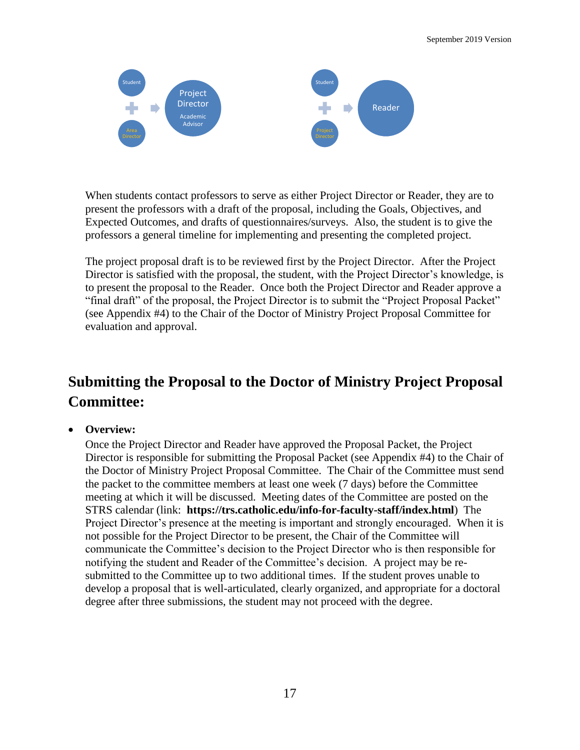Student + Area Director → Project Director (Academic Advisor)

Student + Project Director → Reader

When students contact professors to serve as either Project Director or Reader, they are to present the professors with a draft of the proposal, including the Goals, Objectives, and Expected Outcomes, and drafts of questionnaires/surveys. Also, the student is to give the professors a general timeline for implementing and presenting the completed project.

The project proposal draft is to be reviewed first by the Project Director. After the Project Director is satisfied with the proposal, the student, with the Project Director's knowledge, is to present the proposal to the Reader. Once both the Project Director and Reader approve a "final draft" of the proposal, the Project Director is to submit the "Project Proposal Packet" (see Appendix #4) to the Chair of the Doctor of Ministry Project Proposal Committee for evaluation and approval.

## Submitting the Proposal to the Doctor of Ministry Project Proposal Committee:

- **Overview:**
  Once the Project Director and Reader have approved the Proposal Packet, the Project Director is responsible for submitting the Proposal Packet (see Appendix #4) to the Chair of the Doctor of Ministry Project Proposal Committee. The Chair of the Committee must send the packet to the committee members at least one week (7 days) before the Committee meeting at which it will be discussed. Meeting dates of the Committee are posted on the STRS calendar (link: **https://trs.catholic.edu/info-for-faculty-staff/index.html**) The Project Director's presence at the meeting is important and strongly encouraged. When it is not possible for the Project Director to be present, the Chair of the Committee will communicate the Committee's decision to the Project Director who is then responsible for notifying the student and Reader of the Committee's decision. A project may be re-submitted to the Committee up to two additional times. If the student proves unable to develop a proposal that is well-articulated, clearly organized, and appropriate for a doctoral degree after three submissions, the student may not proceed with the degree.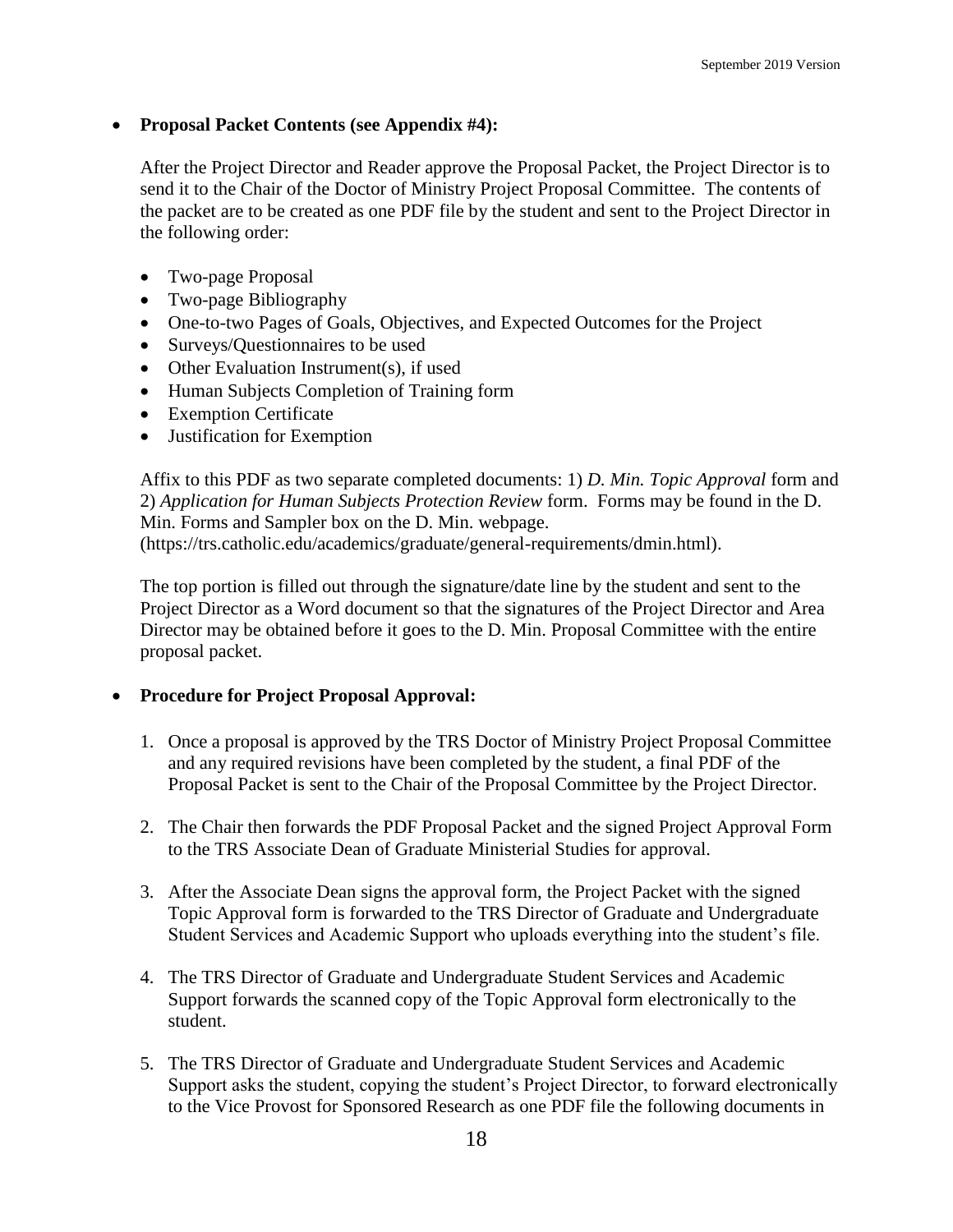- **Proposal Packet Contents (see Appendix #4):**

  After the Project Director and Reader approve the Proposal Packet, the Project Director is to send it to the Chair of the Doctor of Ministry Project Proposal Committee. The contents of the packet are to be created as one PDF file by the student and sent to the Project Director in the following order:

  - Two-page Proposal
  - Two-page Bibliography
  - One-to-two Pages of Goals, Objectives, and Expected Outcomes for the Project
  - Surveys/Questionnaires to be used
  - Other Evaluation Instrument(s), if used
  - Human Subjects Completion of Training form
  - Exemption Certificate
  - Justification for Exemption

  Affix to this PDF as two separate completed documents: 1) *D. Min. Topic Approval* form and 2) *Application for Human Subjects Protection Review* form. Forms may be found in the D. Min. Forms and Sampler box on the D. Min. webpage. (https://trs.catholic.edu/academics/graduate/general-requirements/dmin.html).

  The top portion is filled out through the signature/date line by the student and sent to the Project Director as a Word document so that the signatures of the Project Director and Area Director may be obtained before it goes to the D. Min. Proposal Committee with the entire proposal packet.

- **Procedure for Project Proposal Approval:**

  1. Once a proposal is approved by the TRS Doctor of Ministry Project Proposal Committee and any required revisions have been completed by the student, a final PDF of the Proposal Packet is sent to the Chair of the Proposal Committee by the Project Director.

  2. The Chair then forwards the PDF Proposal Packet and the signed Project Approval Form to the TRS Associate Dean of Graduate Ministerial Studies for approval.

  3. After the Associate Dean signs the approval form, the Project Packet with the signed Topic Approval form is forwarded to the TRS Director of Graduate and Undergraduate Student Services and Academic Support who uploads everything into the student's file.

  4. The TRS Director of Graduate and Undergraduate Student Services and Academic Support forwards the scanned copy of the Topic Approval form electronically to the student.

  5. The TRS Director of Graduate and Undergraduate Student Services and Academic Support asks the student, copying the student's Project Director, to forward electronically to the Vice Provost for Sponsored Research as one PDF file the following documents in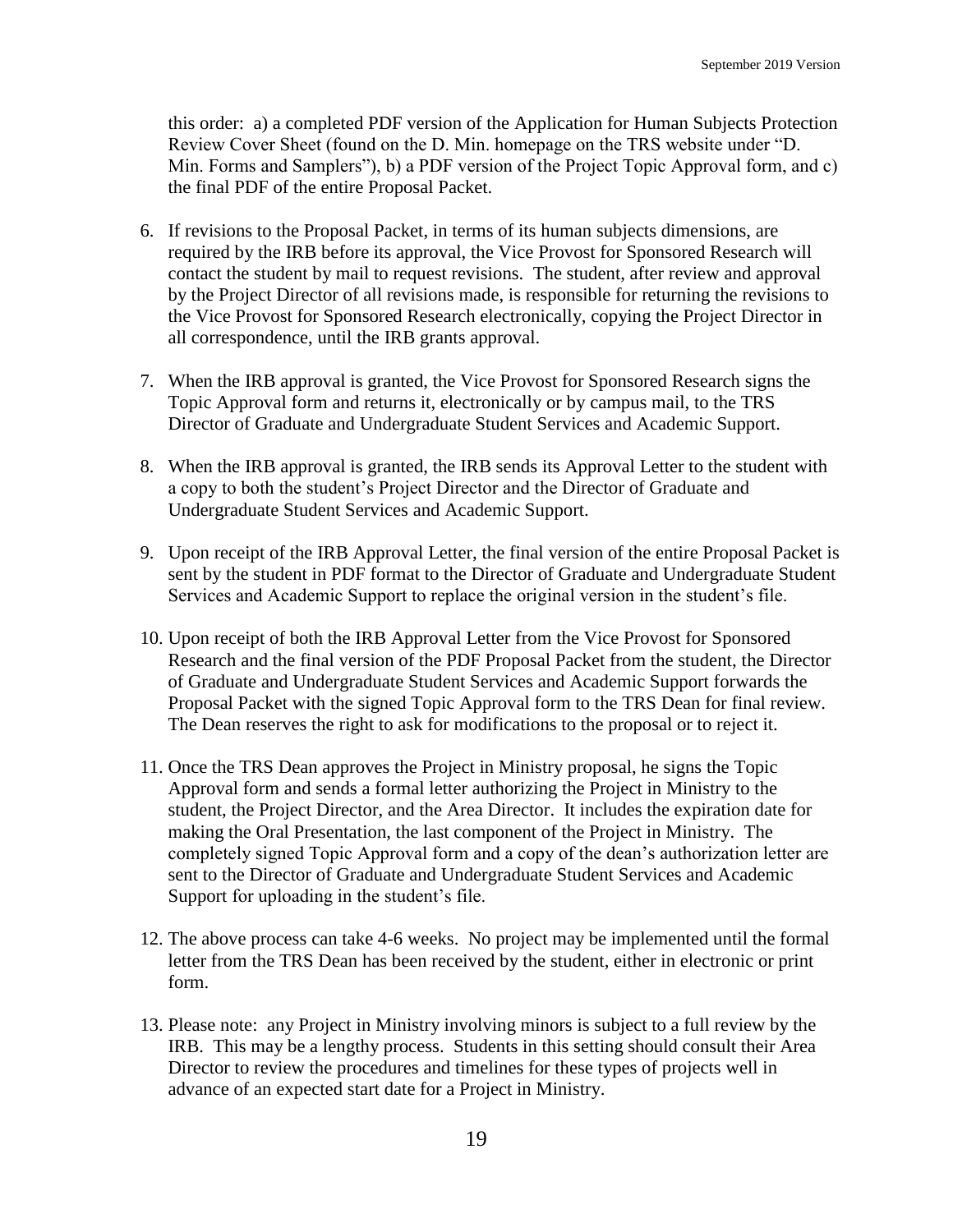this order: a) a completed PDF version of the Application for Human Subjects Protection Review Cover Sheet (found on the D. Min. homepage on the TRS website under "D. Min. Forms and Samplers"), b) a PDF version of the Project Topic Approval form, and c) the final PDF of the entire Proposal Packet.

6. If revisions to the Proposal Packet, in terms of its human subjects dimensions, are required by the IRB before its approval, the Vice Provost for Sponsored Research will contact the student by mail to request revisions. The student, after review and approval by the Project Director of all revisions made, is responsible for returning the revisions to the Vice Provost for Sponsored Research electronically, copying the Project Director in all correspondence, until the IRB grants approval.

7. When the IRB approval is granted, the Vice Provost for Sponsored Research signs the Topic Approval form and returns it, electronically or by campus mail, to the TRS Director of Graduate and Undergraduate Student Services and Academic Support.

8. When the IRB approval is granted, the IRB sends its Approval Letter to the student with a copy to both the student's Project Director and the Director of Graduate and Undergraduate Student Services and Academic Support.

9. Upon receipt of the IRB Approval Letter, the final version of the entire Proposal Packet is sent by the student in PDF format to the Director of Graduate and Undergraduate Student Services and Academic Support to replace the original version in the student's file.

10. Upon receipt of both the IRB Approval Letter from the Vice Provost for Sponsored Research and the final version of the PDF Proposal Packet from the student, the Director of Graduate and Undergraduate Student Services and Academic Support forwards the Proposal Packet with the signed Topic Approval form to the TRS Dean for final review. The Dean reserves the right to ask for modifications to the proposal or to reject it.

11. Once the TRS Dean approves the Project in Ministry proposal, he signs the Topic Approval form and sends a formal letter authorizing the Project in Ministry to the student, the Project Director, and the Area Director. It includes the expiration date for making the Oral Presentation, the last component of the Project in Ministry. The completely signed Topic Approval form and a copy of the dean's authorization letter are sent to the Director of Graduate and Undergraduate Student Services and Academic Support for uploading in the student's file.

12. The above process can take 4-6 weeks. No project may be implemented until the formal letter from the TRS Dean has been received by the student, either in electronic or print form.

13. Please note: any Project in Ministry involving minors is subject to a full review by the IRB. This may be a lengthy process. Students in this setting should consult their Area Director to review the procedures and timelines for these types of projects well in advance of an expected start date for a Project in Ministry.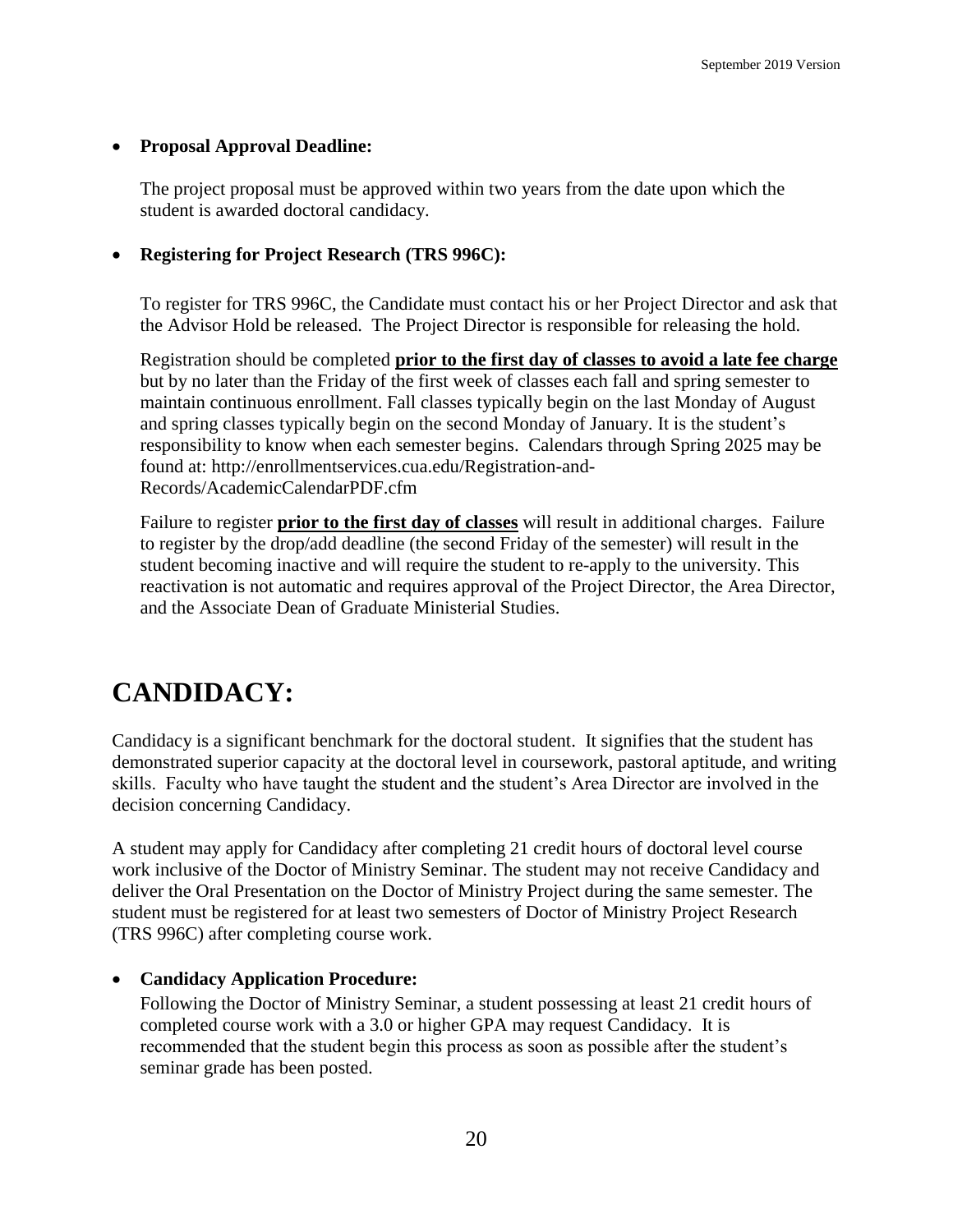- **Proposal Approval Deadline:**

  The project proposal must be approved within two years from the date upon which the student is awarded doctoral candidacy.

- **Registering for Project Research (TRS 996C):**

  To register for TRS 996C, the Candidate must contact his or her Project Director and ask that the Advisor Hold be released. The Project Director is responsible for releasing the hold.

  Registration should be completed **prior to the first day of classes to avoid a late fee charge** but by no later than the Friday of the first week of classes each fall and spring semester to maintain continuous enrollment. Fall classes typically begin on the last Monday of August and spring classes typically begin on the second Monday of January. It is the student's responsibility to know when each semester begins. Calendars through Spring 2025 may be found at: http://enrollmentservices.cua.edu/Registration-and-Records/AcademicCalendarPDF.cfm

  Failure to register **prior to the first day of classes** will result in additional charges. Failure to register by the drop/add deadline (the second Friday of the semester) will result in the student becoming inactive and will require the student to re-apply to the university. This reactivation is not automatic and requires approval of the Project Director, the Area Director, and the Associate Dean of Graduate Ministerial Studies.

# CANDIDACY:

Candidacy is a significant benchmark for the doctoral student. It signifies that the student has demonstrated superior capacity at the doctoral level in coursework, pastoral aptitude, and writing skills. Faculty who have taught the student and the student's Area Director are involved in the decision concerning Candidacy.

A student may apply for Candidacy after completing 21 credit hours of doctoral level course work inclusive of the Doctor of Ministry Seminar. The student may not receive Candidacy and deliver the Oral Presentation on the Doctor of Ministry Project during the same semester. The student must be registered for at least two semesters of Doctor of Ministry Project Research (TRS 996C) after completing course work.

- **Candidacy Application Procedure:**
  Following the Doctor of Ministry Seminar, a student possessing at least 21 credit hours of completed course work with a 3.0 or higher GPA may request Candidacy. It is recommended that the student begin this process as soon as possible after the student's seminar grade has been posted.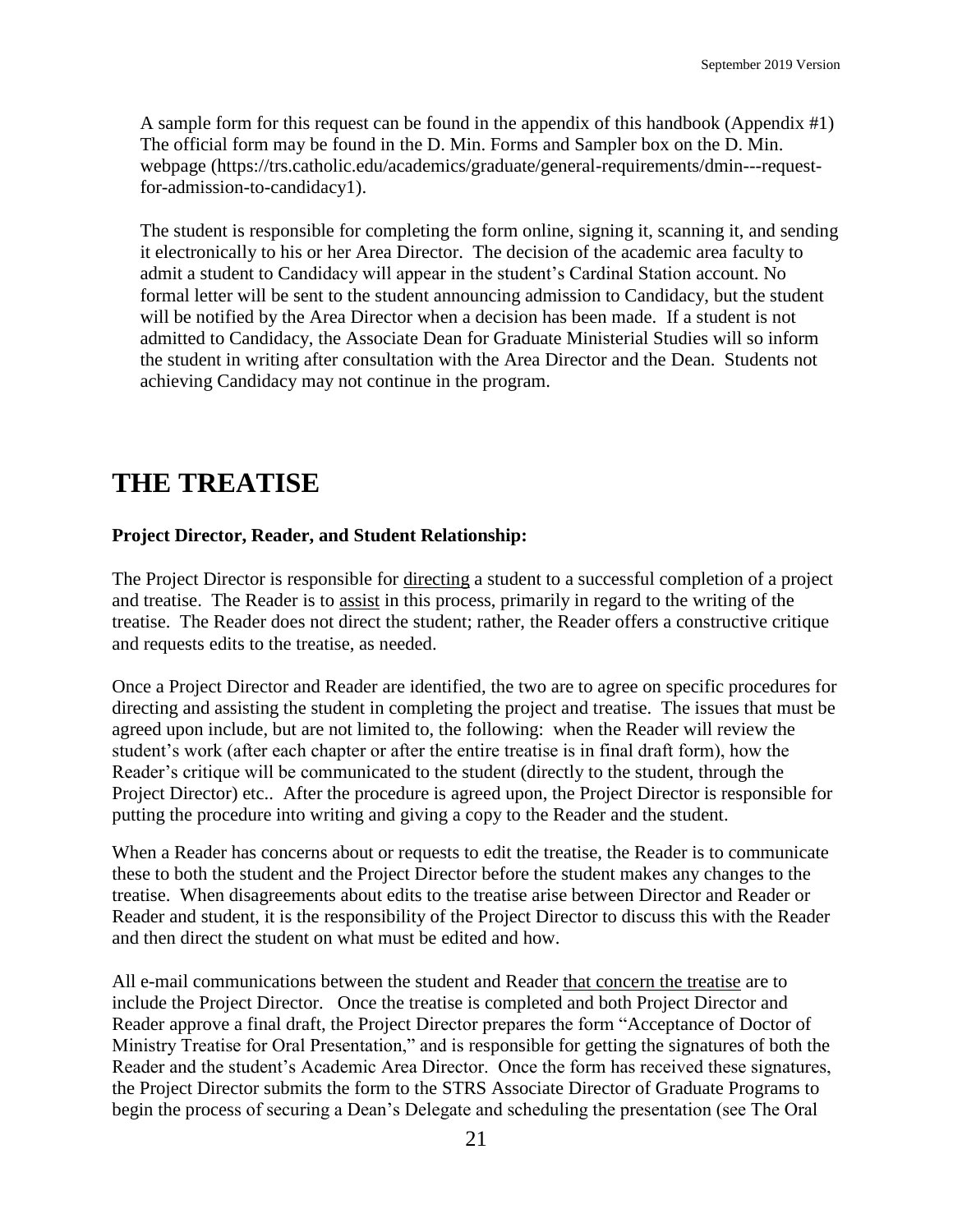A sample form for this request can be found in the appendix of this handbook (Appendix #1) The official form may be found in the D. Min. Forms and Sampler box on the D. Min. webpage (https://trs.catholic.edu/academics/graduate/general-requirements/dmin---request-for-admission-to-candidacy1).

The student is responsible for completing the form online, signing it, scanning it, and sending it electronically to his or her Area Director. The decision of the academic area faculty to admit a student to Candidacy will appear in the student's Cardinal Station account. No formal letter will be sent to the student announcing admission to Candidacy, but the student will be notified by the Area Director when a decision has been made. If a student is not admitted to Candidacy, the Associate Dean for Graduate Ministerial Studies will so inform the student in writing after consultation with the Area Director and the Dean. Students not achieving Candidacy may not continue in the program.

# THE TREATISE

**Project Director, Reader, and Student Relationship:**

The Project Director is responsible for <u>directing</u> a student to a successful completion of a project and treatise. The Reader is to <u>assist</u> in this process, primarily in regard to the writing of the treatise. The Reader does not direct the student; rather, the Reader offers a constructive critique and requests edits to the treatise, as needed.

Once a Project Director and Reader are identified, the two are to agree on specific procedures for directing and assisting the student in completing the project and treatise. The issues that must be agreed upon include, but are not limited to, the following: when the Reader will review the student's work (after each chapter or after the entire treatise is in final draft form), how the Reader's critique will be communicated to the student (directly to the student, through the Project Director) etc.. After the procedure is agreed upon, the Project Director is responsible for putting the procedure into writing and giving a copy to the Reader and the student.

When a Reader has concerns about or requests to edit the treatise, the Reader is to communicate these to both the student and the Project Director before the student makes any changes to the treatise. When disagreements about edits to the treatise arise between Director and Reader or Reader and student, it is the responsibility of the Project Director to discuss this with the Reader and then direct the student on what must be edited and how.

All e-mail communications between the student and Reader <u>that concern the treatise</u> are to include the Project Director. Once the treatise is completed and both Project Director and Reader approve a final draft, the Project Director prepares the form "Acceptance of Doctor of Ministry Treatise for Oral Presentation," and is responsible for getting the signatures of both the Reader and the student's Academic Area Director. Once the form has received these signatures, the Project Director submits the form to the STRS Associate Director of Graduate Programs to begin the process of securing a Dean's Delegate and scheduling the presentation (see The Oral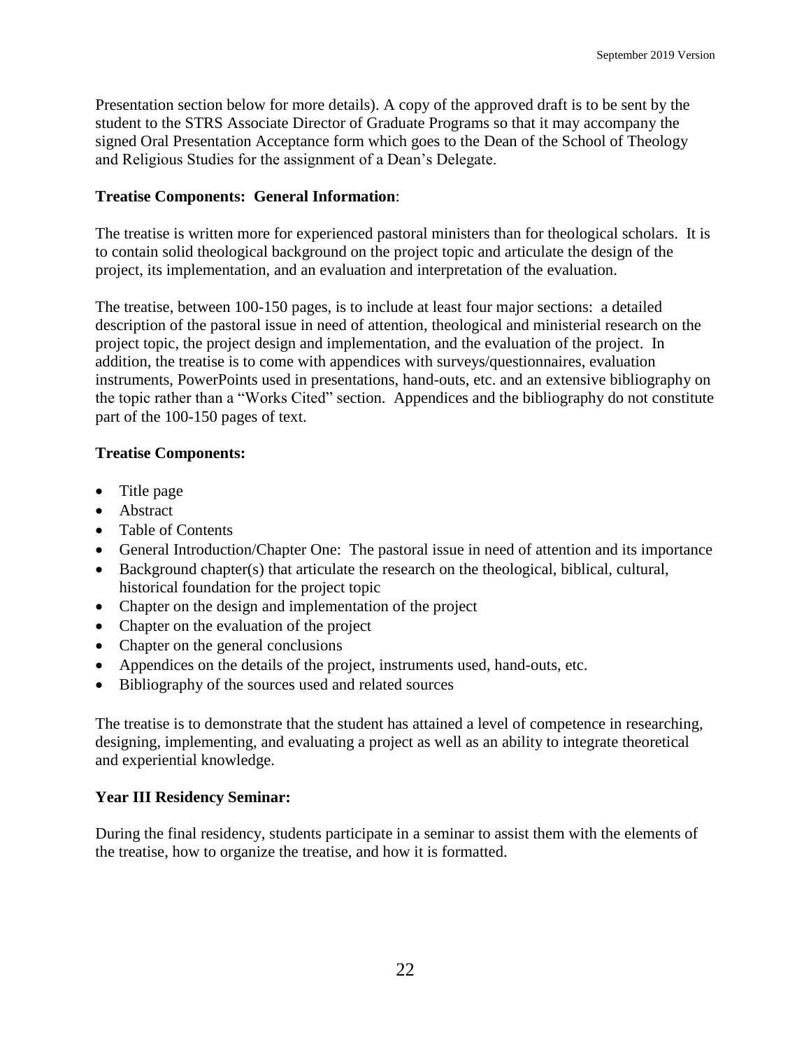Presentation section below for more details). A copy of the approved draft is to be sent by the student to the STRS Associate Director of Graduate Programs so that it may accompany the signed Oral Presentation Acceptance form which goes to the Dean of the School of Theology and Religious Studies for the assignment of a Dean's Delegate.

**Treatise Components: General Information**:

The treatise is written more for experienced pastoral ministers than for theological scholars. It is to contain solid theological background on the project topic and articulate the design of the project, its implementation, and an evaluation and interpretation of the evaluation.

The treatise, between 100-150 pages, is to include at least four major sections: a detailed description of the pastoral issue in need of attention, theological and ministerial research on the project topic, the project design and implementation, and the evaluation of the project. In addition, the treatise is to come with appendices with surveys/questionnaires, evaluation instruments, PowerPoints used in presentations, hand-outs, etc. and an extensive bibliography on the topic rather than a "Works Cited" section. Appendices and the bibliography do not constitute part of the 100-150 pages of text.

**Treatise Components:**

- Title page
- Abstract
- Table of Contents
- General Introduction/Chapter One: The pastoral issue in need of attention and its importance
- Background chapter(s) that articulate the research on the theological, biblical, cultural, historical foundation for the project topic
- Chapter on the design and implementation of the project
- Chapter on the evaluation of the project
- Chapter on the general conclusions
- Appendices on the details of the project, instruments used, hand-outs, etc.
- Bibliography of the sources used and related sources

The treatise is to demonstrate that the student has attained a level of competence in researching, designing, implementing, and evaluating a project as well as an ability to integrate theoretical and experiential knowledge.

**Year III Residency Seminar:**

During the final residency, students participate in a seminar to assist them with the elements of the treatise, how to organize the treatise, and how it is formatted.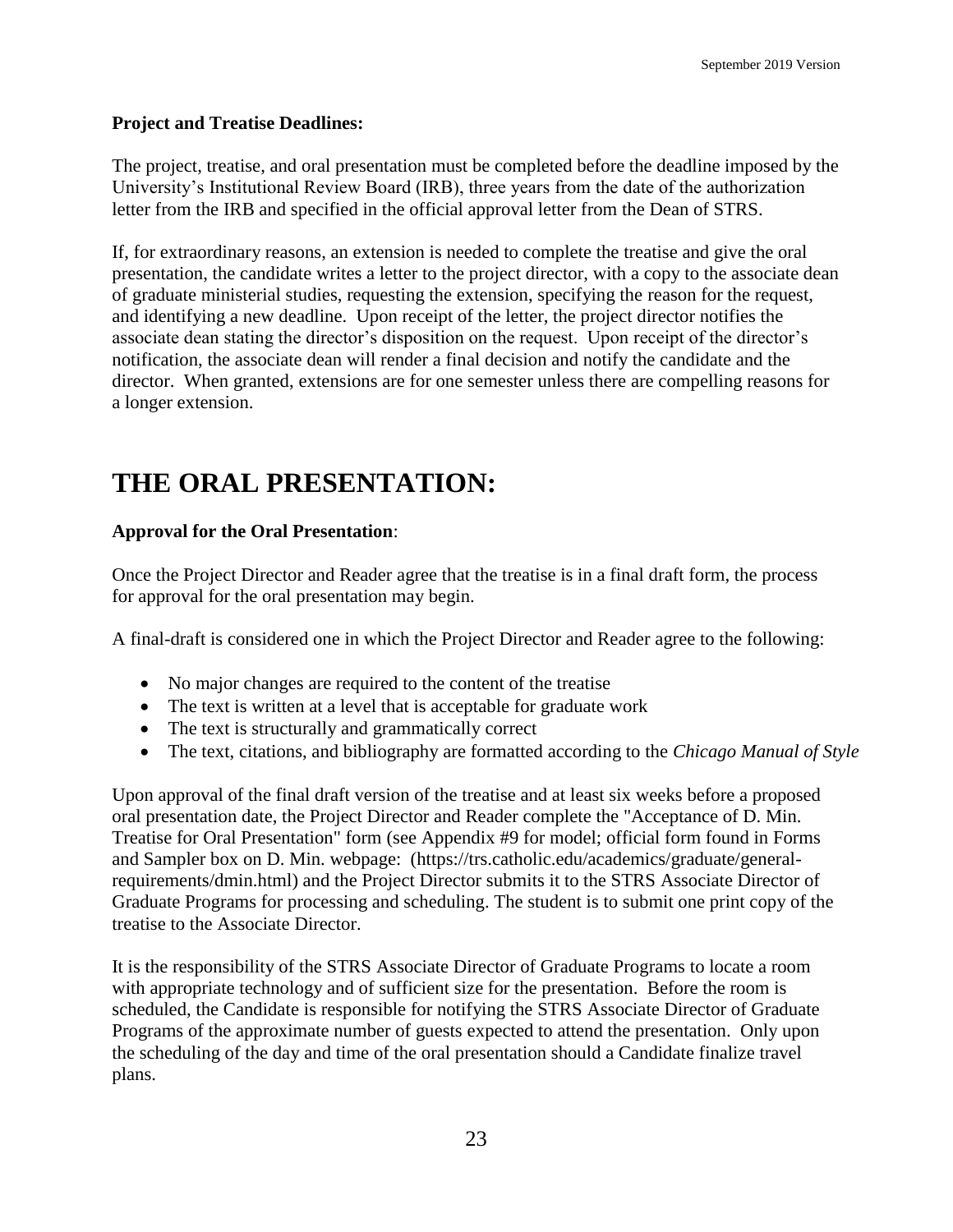**Project and Treatise Deadlines:**

The project, treatise, and oral presentation must be completed before the deadline imposed by the University's Institutional Review Board (IRB), three years from the date of the authorization letter from the IRB and specified in the official approval letter from the Dean of STRS.

If, for extraordinary reasons, an extension is needed to complete the treatise and give the oral presentation, the candidate writes a letter to the project director, with a copy to the associate dean of graduate ministerial studies, requesting the extension, specifying the reason for the request, and identifying a new deadline. Upon receipt of the letter, the project director notifies the associate dean stating the director's disposition on the request. Upon receipt of the director's notification, the associate dean will render a final decision and notify the candidate and the director. When granted, extensions are for one semester unless there are compelling reasons for a longer extension.

# THE ORAL PRESENTATION:

**Approval for the Oral Presentation**:

Once the Project Director and Reader agree that the treatise is in a final draft form, the process for approval for the oral presentation may begin.

A final-draft is considered one in which the Project Director and Reader agree to the following:

- No major changes are required to the content of the treatise
- The text is written at a level that is acceptable for graduate work
- The text is structurally and grammatically correct
- The text, citations, and bibliography are formatted according to the *Chicago Manual of Style*

Upon approval of the final draft version of the treatise and at least six weeks before a proposed oral presentation date, the Project Director and Reader complete the "Acceptance of D. Min. Treatise for Oral Presentation" form (see Appendix #9 for model; official form found in Forms and Sampler box on D. Min. webpage: (https://trs.catholic.edu/academics/graduate/general-requirements/dmin.html) and the Project Director submits it to the STRS Associate Director of Graduate Programs for processing and scheduling. The student is to submit one print copy of the treatise to the Associate Director.

It is the responsibility of the STRS Associate Director of Graduate Programs to locate a room with appropriate technology and of sufficient size for the presentation. Before the room is scheduled, the Candidate is responsible for notifying the STRS Associate Director of Graduate Programs of the approximate number of guests expected to attend the presentation. Only upon the scheduling of the day and time of the oral presentation should a Candidate finalize travel plans.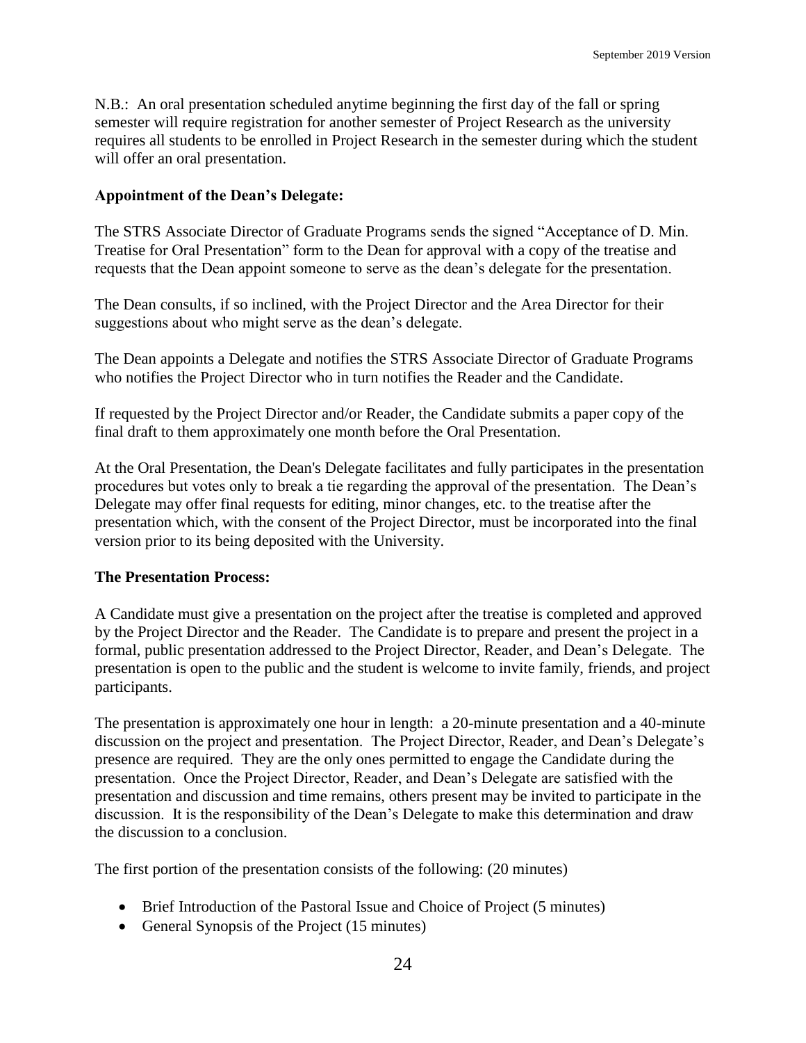N.B.: An oral presentation scheduled anytime beginning the first day of the fall or spring semester will require registration for another semester of Project Research as the university requires all students to be enrolled in Project Research in the semester during which the student will offer an oral presentation.

**Appointment of the Dean's Delegate:**

The STRS Associate Director of Graduate Programs sends the signed "Acceptance of D. Min. Treatise for Oral Presentation" form to the Dean for approval with a copy of the treatise and requests that the Dean appoint someone to serve as the dean's delegate for the presentation.

The Dean consults, if so inclined, with the Project Director and the Area Director for their suggestions about who might serve as the dean's delegate.

The Dean appoints a Delegate and notifies the STRS Associate Director of Graduate Programs who notifies the Project Director who in turn notifies the Reader and the Candidate.

If requested by the Project Director and/or Reader, the Candidate submits a paper copy of the final draft to them approximately one month before the Oral Presentation.

At the Oral Presentation, the Dean's Delegate facilitates and fully participates in the presentation procedures but votes only to break a tie regarding the approval of the presentation. The Dean's Delegate may offer final requests for editing, minor changes, etc. to the treatise after the presentation which, with the consent of the Project Director, must be incorporated into the final version prior to its being deposited with the University.

**The Presentation Process:**

A Candidate must give a presentation on the project after the treatise is completed and approved by the Project Director and the Reader. The Candidate is to prepare and present the project in a formal, public presentation addressed to the Project Director, Reader, and Dean's Delegate. The presentation is open to the public and the student is welcome to invite family, friends, and project participants.

The presentation is approximately one hour in length: a 20-minute presentation and a 40-minute discussion on the project and presentation. The Project Director, Reader, and Dean's Delegate's presence are required. They are the only ones permitted to engage the Candidate during the presentation. Once the Project Director, Reader, and Dean's Delegate are satisfied with the presentation and discussion and time remains, others present may be invited to participate in the discussion. It is the responsibility of the Dean's Delegate to make this determination and draw the discussion to a conclusion.

The first portion of the presentation consists of the following: (20 minutes)

- Brief Introduction of the Pastoral Issue and Choice of Project (5 minutes)
- General Synopsis of the Project (15 minutes)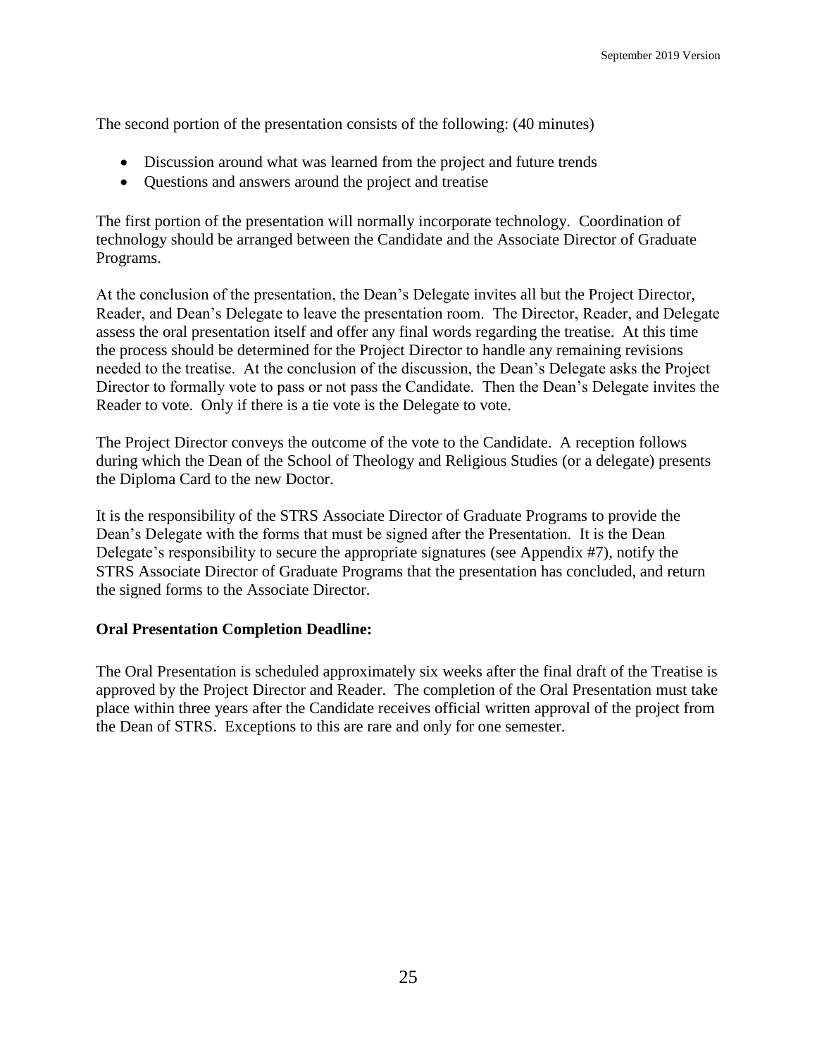The second portion of the presentation consists of the following: (40 minutes)

- Discussion around what was learned from the project and future trends
- Questions and answers around the project and treatise

The first portion of the presentation will normally incorporate technology. Coordination of technology should be arranged between the Candidate and the Associate Director of Graduate Programs.

At the conclusion of the presentation, the Dean's Delegate invites all but the Project Director, Reader, and Dean's Delegate to leave the presentation room. The Director, Reader, and Delegate assess the oral presentation itself and offer any final words regarding the treatise. At this time the process should be determined for the Project Director to handle any remaining revisions needed to the treatise. At the conclusion of the discussion, the Dean's Delegate asks the Project Director to formally vote to pass or not pass the Candidate. Then the Dean's Delegate invites the Reader to vote. Only if there is a tie vote is the Delegate to vote.

The Project Director conveys the outcome of the vote to the Candidate. A reception follows during which the Dean of the School of Theology and Religious Studies (or a delegate) presents the Diploma Card to the new Doctor.

It is the responsibility of the STRS Associate Director of Graduate Programs to provide the Dean's Delegate with the forms that must be signed after the Presentation. It is the Dean Delegate's responsibility to secure the appropriate signatures (see Appendix #7), notify the STRS Associate Director of Graduate Programs that the presentation has concluded, and return the signed forms to the Associate Director.

**Oral Presentation Completion Deadline:**

The Oral Presentation is scheduled approximately six weeks after the final draft of the Treatise is approved by the Project Director and Reader. The completion of the Oral Presentation must take place within three years after the Candidate receives official written approval of the project from the Dean of STRS. Exceptions to this are rare and only for one semester.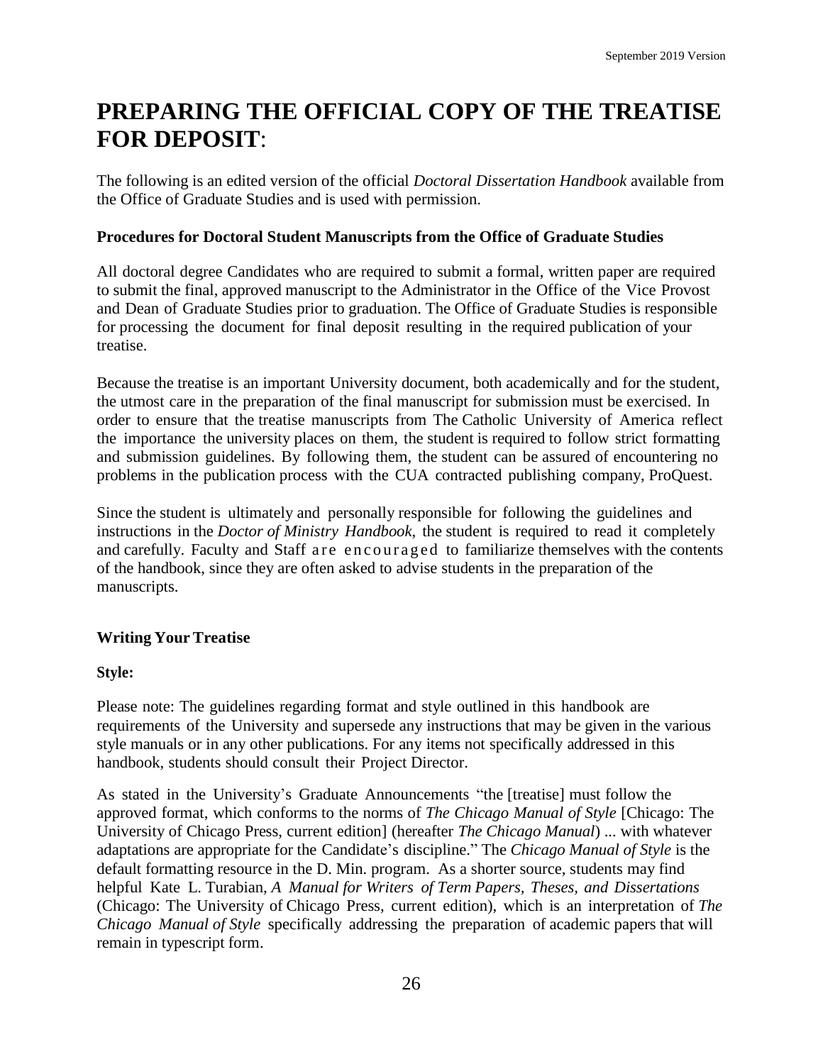# PREPARING THE OFFICIAL COPY OF THE TREATISE FOR DEPOSIT:

The following is an edited version of the official *Doctoral Dissertation Handbook* available from the Office of Graduate Studies and is used with permission.

**Procedures for Doctoral Student Manuscripts from the Office of Graduate Studies**

All doctoral degree Candidates who are required to submit a formal, written paper are required to submit the final, approved manuscript to the Administrator in the Office of the Vice Provost and Dean of Graduate Studies prior to graduation. The Office of Graduate Studies is responsible for processing the document for final deposit resulting in the required publication of your treatise.

Because the treatise is an important University document, both academically and for the student, the utmost care in the preparation of the final manuscript for submission must be exercised. In order to ensure that the treatise manuscripts from The Catholic University of America reflect the importance the university places on them, the student is required to follow strict formatting and submission guidelines. By following them, the student can be assured of encountering no problems in the publication process with the CUA contracted publishing company, ProQuest.

Since the student is ultimately and personally responsible for following the guidelines and instructions in the *Doctor of Ministry Handbook*, the student is required to read it completely and carefully. Faculty and Staff are encouraged to familiarize themselves with the contents of the handbook, since they are often asked to advise students in the preparation of the manuscripts.

**Writing Your Treatise**

**Style:**

Please note: The guidelines regarding format and style outlined in this handbook are requirements of the University and supersede any instructions that may be given in the various style manuals or in any other publications. For any items not specifically addressed in this handbook, students should consult their Project Director.

As stated in the University's Graduate Announcements "the [treatise] must follow the approved format, which conforms to the norms of *The Chicago Manual of Style* [Chicago: The University of Chicago Press, current edition] (hereafter *The Chicago Manual*) ... with whatever adaptations are appropriate for the Candidate's discipline." The *Chicago Manual of Style* is the default formatting resource in the D. Min. program. As a shorter source, students may find helpful Kate L. Turabian, *A Manual for Writers of Term Papers, Theses, and Dissertations* (Chicago: The University of Chicago Press, current edition), which is an interpretation of *The Chicago Manual of Style* specifically addressing the preparation of academic papers that will remain in typescript form.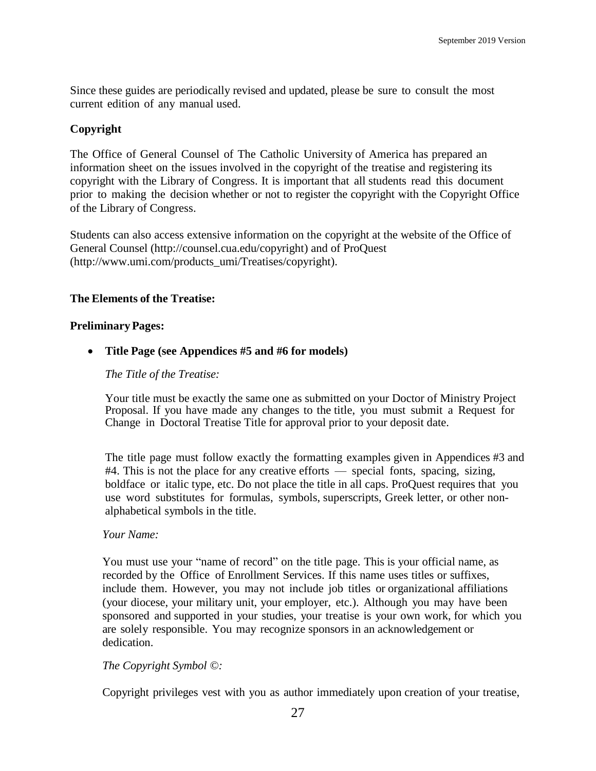Since these guides are periodically revised and updated, please be sure to consult the most current edition of any manual used.

**Copyright**

The Office of General Counsel of The Catholic University of America has prepared an information sheet on the issues involved in the copyright of the treatise and registering its copyright with the Library of Congress. It is important that all students read this document prior to making the decision whether or not to register the copyright with the Copyright Office of the Library of Congress.

Students can also access extensive information on the copyright at the website of the Office of General Counsel (http://counsel.cua.edu/copyright) and of ProQuest (http://www.umi.com/products_umi/Treatises/copyright).

**The Elements of the Treatise:**

**Preliminary Pages:**

- **Title Page (see Appendices #5 and #6 for models)**

  *The Title of the Treatise:*

  Your title must be exactly the same one as submitted on your Doctor of Ministry Project Proposal. If you have made any changes to the title, you must submit a Request for Change in Doctoral Treatise Title for approval prior to your deposit date.

  The title page must follow exactly the formatting examples given in Appendices #3 and #4. This is not the place for any creative efforts — special fonts, spacing, sizing, boldface or italic type, etc. Do not place the title in all caps. ProQuest requires that you use word substitutes for formulas, symbols, superscripts, Greek letter, or other non-alphabetical symbols in the title.

  *Your Name:*

  You must use your "name of record" on the title page. This is your official name, as recorded by the Office of Enrollment Services. If this name uses titles or suffixes, include them. However, you may not include job titles or organizational affiliations (your diocese, your military unit, your employer, etc.). Although you may have been sponsored and supported in your studies, your treatise is your own work, for which you are solely responsible. You may recognize sponsors in an acknowledgement or dedication.

  *The Copyright Symbol ©:*

  Copyright privileges vest with you as author immediately upon creation of your treatise,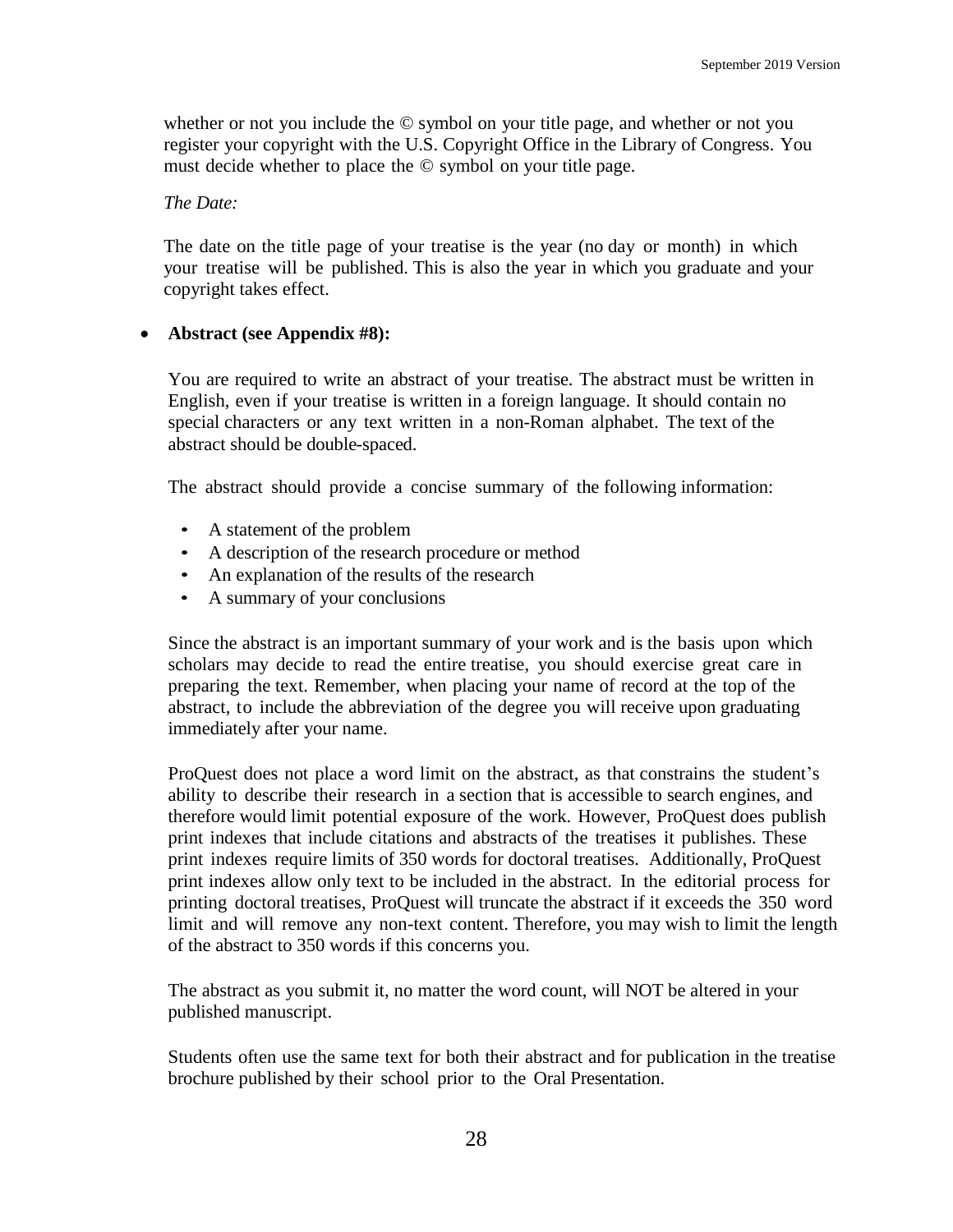whether or not you include the © symbol on your title page, and whether or not you register your copyright with the U.S. Copyright Office in the Library of Congress. You must decide whether to place the © symbol on your title page.

*The Date:*

The date on the title page of your treatise is the year (no day or month) in which your treatise will be published. This is also the year in which you graduate and your copyright takes effect.

- **Abstract (see Appendix #8):**

  You are required to write an abstract of your treatise. The abstract must be written in English, even if your treatise is written in a foreign language. It should contain no special characters or any text written in a non-Roman alphabet. The text of the abstract should be double-spaced.

  The abstract should provide a concise summary of the following information:

  - A statement of the problem
  - A description of the research procedure or method
  - An explanation of the results of the research
  - A summary of your conclusions

  Since the abstract is an important summary of your work and is the basis upon which scholars may decide to read the entire treatise, you should exercise great care in preparing the text. Remember, when placing your name of record at the top of the abstract, to include the abbreviation of the degree you will receive upon graduating immediately after your name.

  ProQuest does not place a word limit on the abstract, as that constrains the student's ability to describe their research in a section that is accessible to search engines, and therefore would limit potential exposure of the work. However, ProQuest does publish print indexes that include citations and abstracts of the treatises it publishes. These print indexes require limits of 350 words for doctoral treatises. Additionally, ProQuest print indexes allow only text to be included in the abstract. In the editorial process for printing doctoral treatises, ProQuest will truncate the abstract if it exceeds the 350 word limit and will remove any non-text content. Therefore, you may wish to limit the length of the abstract to 350 words if this concerns you.

  The abstract as you submit it, no matter the word count, will NOT be altered in your published manuscript.

  Students often use the same text for both their abstract and for publication in the treatise brochure published by their school prior to the Oral Presentation.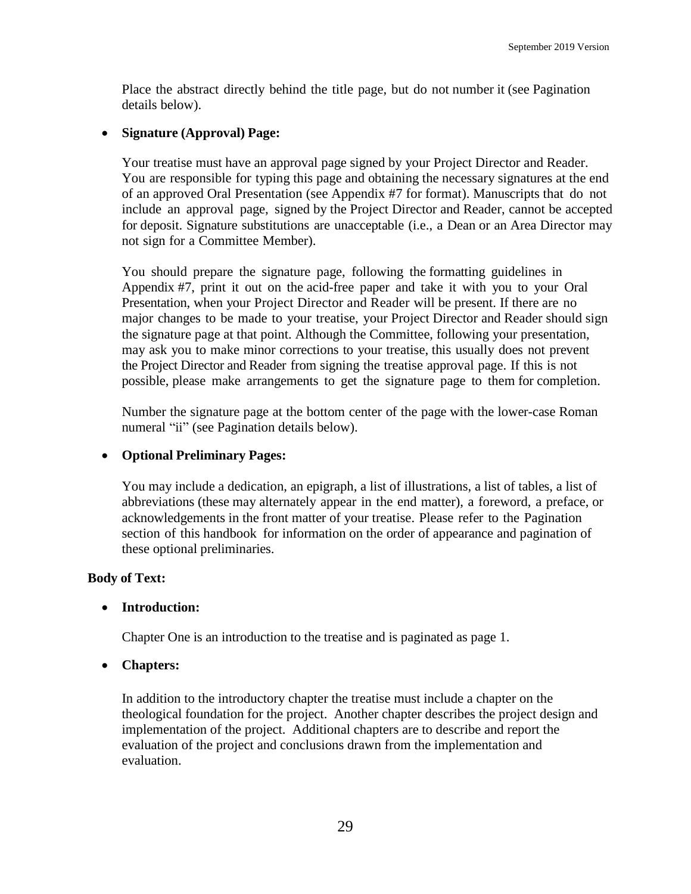Place the abstract directly behind the title page, but do not number it (see Pagination details below).

- **Signature (Approval) Page:**

  Your treatise must have an approval page signed by your Project Director and Reader. You are responsible for typing this page and obtaining the necessary signatures at the end of an approved Oral Presentation (see Appendix #7 for format). Manuscripts that do not include an approval page, signed by the Project Director and Reader, cannot be accepted for deposit. Signature substitutions are unacceptable (i.e., a Dean or an Area Director may not sign for a Committee Member).

  You should prepare the signature page, following the formatting guidelines in Appendix #7, print it out on the acid-free paper and take it with you to your Oral Presentation, when your Project Director and Reader will be present. If there are no major changes to be made to your treatise, your Project Director and Reader should sign the signature page at that point. Although the Committee, following your presentation, may ask you to make minor corrections to your treatise, this usually does not prevent the Project Director and Reader from signing the treatise approval page. If this is not possible, please make arrangements to get the signature page to them for completion.

  Number the signature page at the bottom center of the page with the lower-case Roman numeral "ii" (see Pagination details below).

- **Optional Preliminary Pages:**

  You may include a dedication, an epigraph, a list of illustrations, a list of tables, a list of abbreviations (these may alternately appear in the end matter), a foreword, a preface, or acknowledgements in the front matter of your treatise. Please refer to the Pagination section of this handbook for information on the order of appearance and pagination of these optional preliminaries.

**Body of Text:**

- **Introduction:**

  Chapter One is an introduction to the treatise and is paginated as page 1.

- **Chapters:**

  In addition to the introductory chapter the treatise must include a chapter on the theological foundation for the project. Another chapter describes the project design and implementation of the project. Additional chapters are to describe and report the evaluation of the project and conclusions drawn from the implementation and evaluation.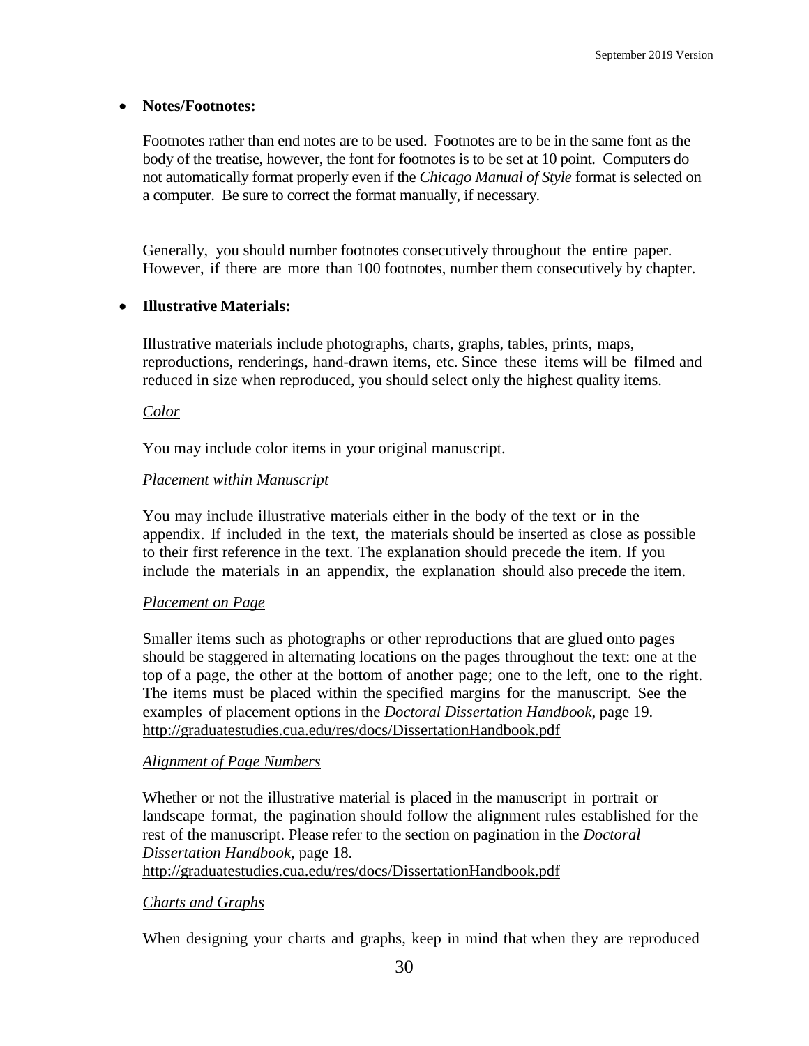- **Notes/Footnotes:**

  Footnotes rather than end notes are to be used. Footnotes are to be in the same font as the body of the treatise, however, the font for footnotes is to be set at 10 point. Computers do not automatically format properly even if the *Chicago Manual of Style* format is selected on a computer. Be sure to correct the format manually, if necessary.

  Generally, you should number footnotes consecutively throughout the entire paper. However, if there are more than 100 footnotes, number them consecutively by chapter.

- **Illustrative Materials:**

  Illustrative materials include photographs, charts, graphs, tables, prints, maps, reproductions, renderings, hand-drawn items, etc. Since these items will be filmed and reduced in size when reproduced, you should select only the highest quality items.

  *Color*

  You may include color items in your original manuscript.

  *Placement within Manuscript*

  You may include illustrative materials either in the body of the text or in the appendix. If included in the text, the materials should be inserted as close as possible to their first reference in the text. The explanation should precede the item. If you include the materials in an appendix, the explanation should also precede the item.

  *Placement on Page*

  Smaller items such as photographs or other reproductions that are glued onto pages should be staggered in alternating locations on the pages throughout the text: one at the top of a page, the other at the bottom of another page; one to the left, one to the right. The items must be placed within the specified margins for the manuscript. See the examples of placement options in the *Doctoral Dissertation Handbook*, page 19. http://graduatestudies.cua.edu/res/docs/DissertationHandbook.pdf

  *Alignment of Page Numbers*

  Whether or not the illustrative material is placed in the manuscript in portrait or landscape format, the pagination should follow the alignment rules established for the rest of the manuscript. Please refer to the section on pagination in the *Doctoral Dissertation Handbook*, page 18.
  http://graduatestudies.cua.edu/res/docs/DissertationHandbook.pdf

  *Charts and Graphs*

  When designing your charts and graphs, keep in mind that when they are reproduced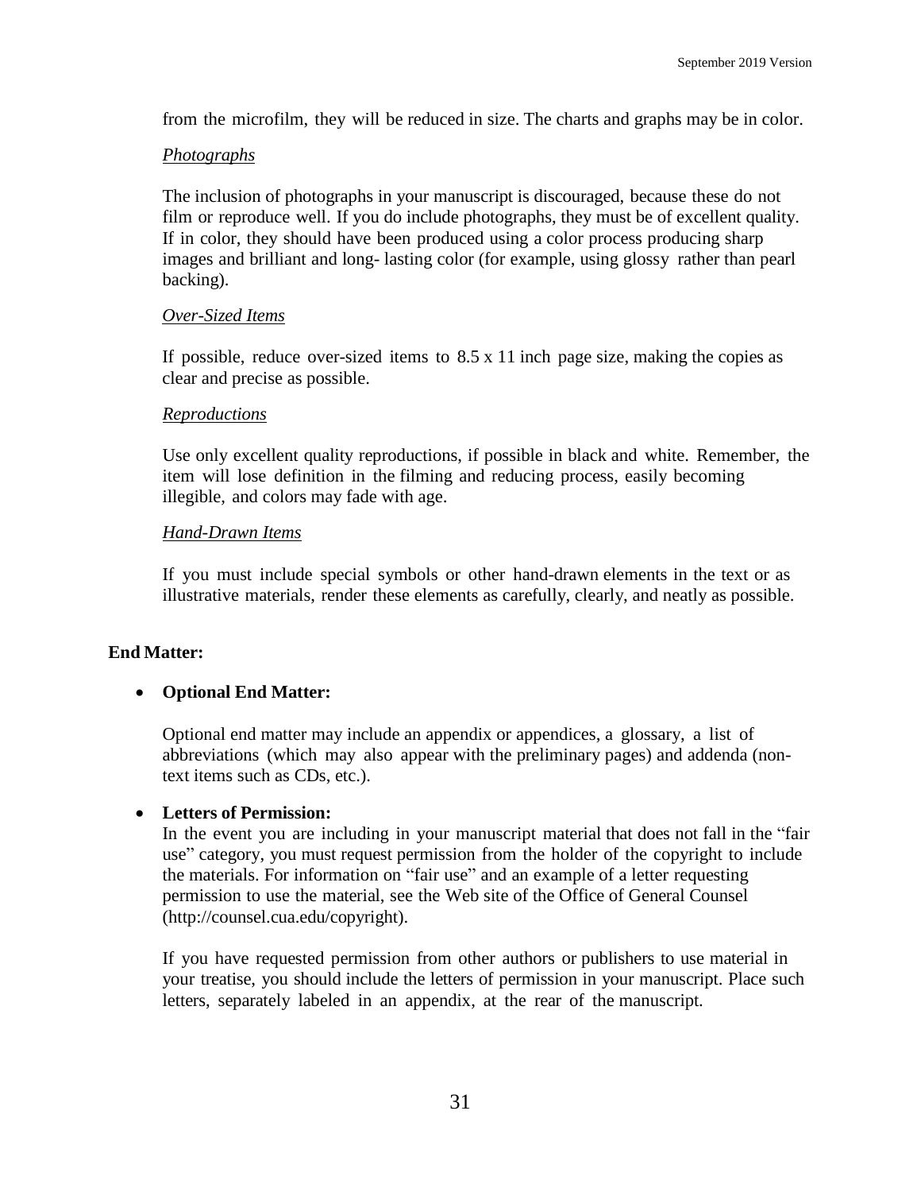from the microfilm, they will be reduced in size. The charts and graphs may be in color.

*Photographs*

The inclusion of photographs in your manuscript is discouraged, because these do not film or reproduce well. If you do include photographs, they must be of excellent quality. If in color, they should have been produced using a color process producing sharp images and brilliant and long- lasting color (for example, using glossy rather than pearl backing).

*Over-Sized Items*

If possible, reduce over-sized items to 8.5 x 11 inch page size, making the copies as clear and precise as possible.

*Reproductions*

Use only excellent quality reproductions, if possible in black and white. Remember, the item will lose definition in the filming and reducing process, easily becoming illegible, and colors may fade with age.

*Hand-Drawn Items*

If you must include special symbols or other hand-drawn elements in the text or as illustrative materials, render these elements as carefully, clearly, and neatly as possible.

**End Matter:**

- **Optional End Matter:**

  Optional end matter may include an appendix or appendices, a glossary, a list of abbreviations (which may also appear with the preliminary pages) and addenda (non-text items such as CDs, etc.).

- **Letters of Permission:**

  In the event you are including in your manuscript material that does not fall in the "fair use" category, you must request permission from the holder of the copyright to include the materials. For information on "fair use" and an example of a letter requesting permission to use the material, see the Web site of the Office of General Counsel (http://counsel.cua.edu/copyright).

  If you have requested permission from other authors or publishers to use material in your treatise, you should include the letters of permission in your manuscript. Place such letters, separately labeled in an appendix, at the rear of the manuscript.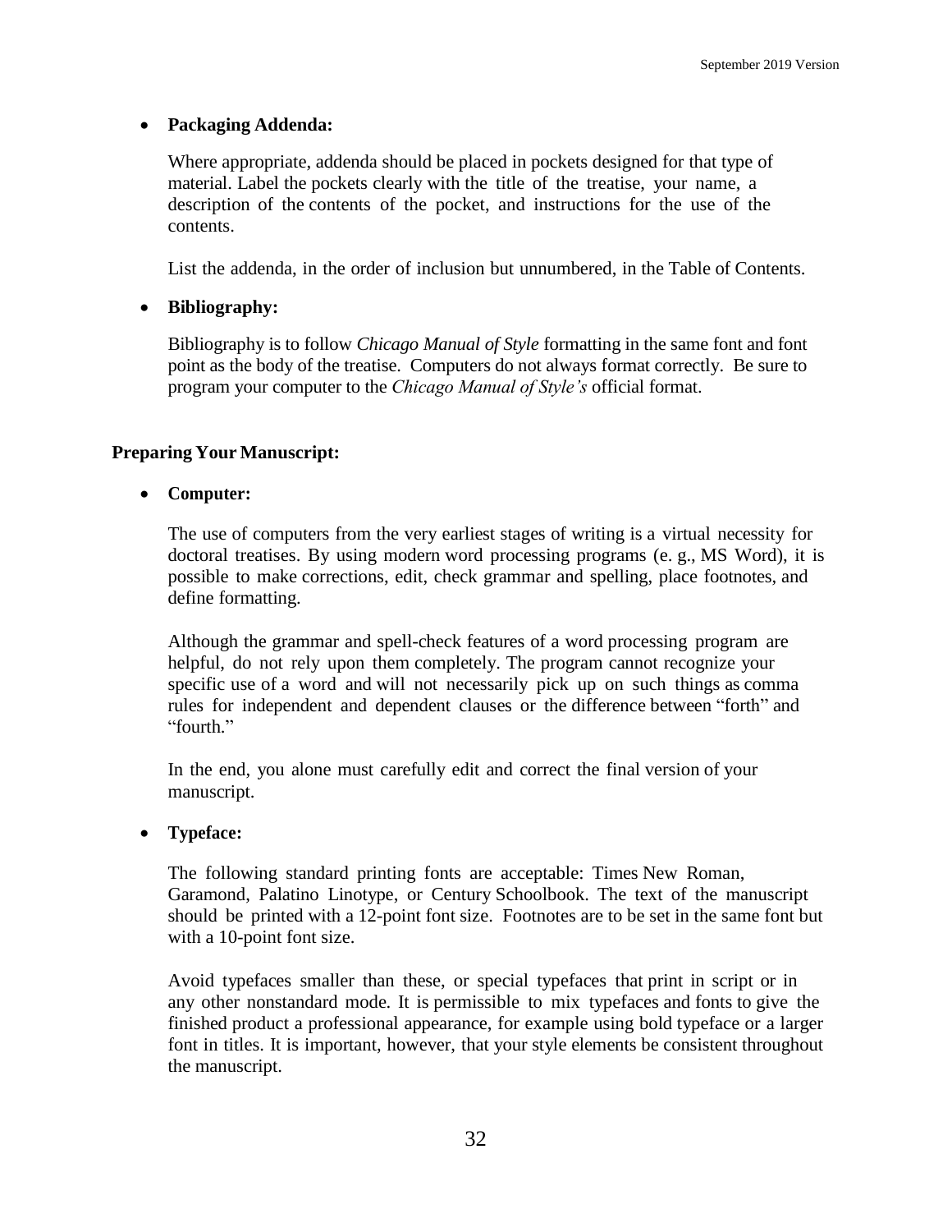- **Packaging Addenda:**

  Where appropriate, addenda should be placed in pockets designed for that type of material. Label the pockets clearly with the title of the treatise, your name, a description of the contents of the pocket, and instructions for the use of the contents.

  List the addenda, in the order of inclusion but unnumbered, in the Table of Contents.

- **Bibliography:**

  Bibliography is to follow *Chicago Manual of Style* formatting in the same font and font point as the body of the treatise. Computers do not always format correctly. Be sure to program your computer to the *Chicago Manual of Style's* official format.

**Preparing Your Manuscript:**

- **Computer:**

  The use of computers from the very earliest stages of writing is a virtual necessity for doctoral treatises. By using modern word processing programs (e. g., MS Word), it is possible to make corrections, edit, check grammar and spelling, place footnotes, and define formatting.

  Although the grammar and spell-check features of a word processing program are helpful, do not rely upon them completely. The program cannot recognize your specific use of a word and will not necessarily pick up on such things as comma rules for independent and dependent clauses or the difference between "forth" and "fourth."

  In the end, you alone must carefully edit and correct the final version of your manuscript.

- **Typeface:**

  The following standard printing fonts are acceptable: Times New Roman, Garamond, Palatino Linotype, or Century Schoolbook. The text of the manuscript should be printed with a 12-point font size. Footnotes are to be set in the same font but with a 10-point font size.

  Avoid typefaces smaller than these, or special typefaces that print in script or in any other nonstandard mode. It is permissible to mix typefaces and fonts to give the finished product a professional appearance, for example using bold typeface or a larger font in titles. It is important, however, that your style elements be consistent throughout the manuscript.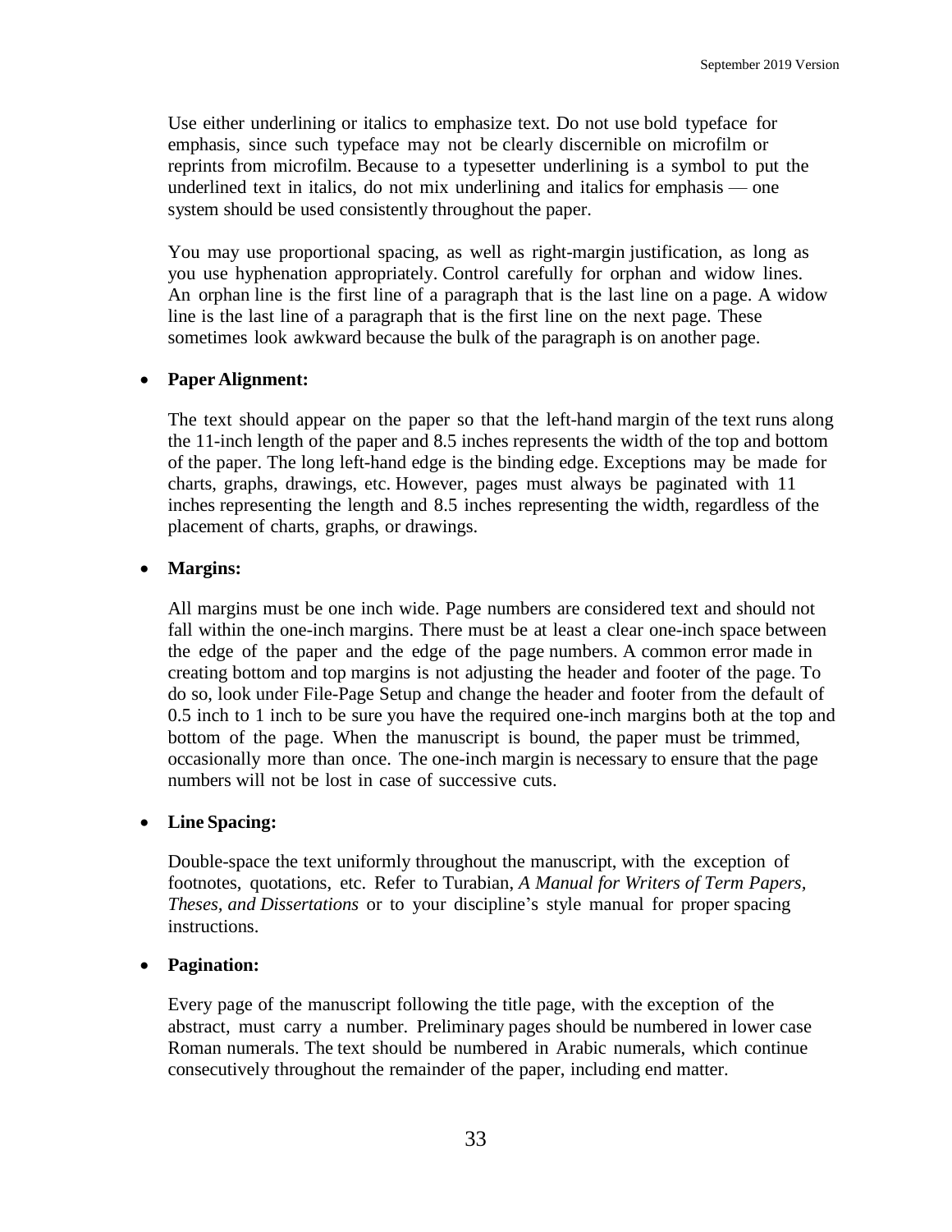Use either underlining or italics to emphasize text. Do not use bold typeface for emphasis, since such typeface may not be clearly discernible on microfilm or reprints from microfilm. Because to a typesetter underlining is a symbol to put the underlined text in italics, do not mix underlining and italics for emphasis — one system should be used consistently throughout the paper.

You may use proportional spacing, as well as right-margin justification, as long as you use hyphenation appropriately. Control carefully for orphan and widow lines. An orphan line is the first line of a paragraph that is the last line on a page. A widow line is the last line of a paragraph that is the first line on the next page. These sometimes look awkward because the bulk of the paragraph is on another page.

- **Paper Alignment:**

  The text should appear on the paper so that the left-hand margin of the text runs along the 11-inch length of the paper and 8.5 inches represents the width of the top and bottom of the paper. The long left-hand edge is the binding edge. Exceptions may be made for charts, graphs, drawings, etc. However, pages must always be paginated with 11 inches representing the length and 8.5 inches representing the width, regardless of the placement of charts, graphs, or drawings.

- **Margins:**

  All margins must be one inch wide. Page numbers are considered text and should not fall within the one-inch margins. There must be at least a clear one-inch space between the edge of the paper and the edge of the page numbers. A common error made in creating bottom and top margins is not adjusting the header and footer of the page. To do so, look under File-Page Setup and change the header and footer from the default of 0.5 inch to 1 inch to be sure you have the required one-inch margins both at the top and bottom of the page. When the manuscript is bound, the paper must be trimmed, occasionally more than once. The one-inch margin is necessary to ensure that the page numbers will not be lost in case of successive cuts.

- **Line Spacing:**

  Double-space the text uniformly throughout the manuscript, with the exception of footnotes, quotations, etc. Refer to Turabian, *A Manual for Writers of Term Papers, Theses, and Dissertations* or to your discipline's style manual for proper spacing instructions.

- **Pagination:**

  Every page of the manuscript following the title page, with the exception of the abstract, must carry a number. Preliminary pages should be numbered in lower case Roman numerals. The text should be numbered in Arabic numerals, which continue consecutively throughout the remainder of the paper, including end matter.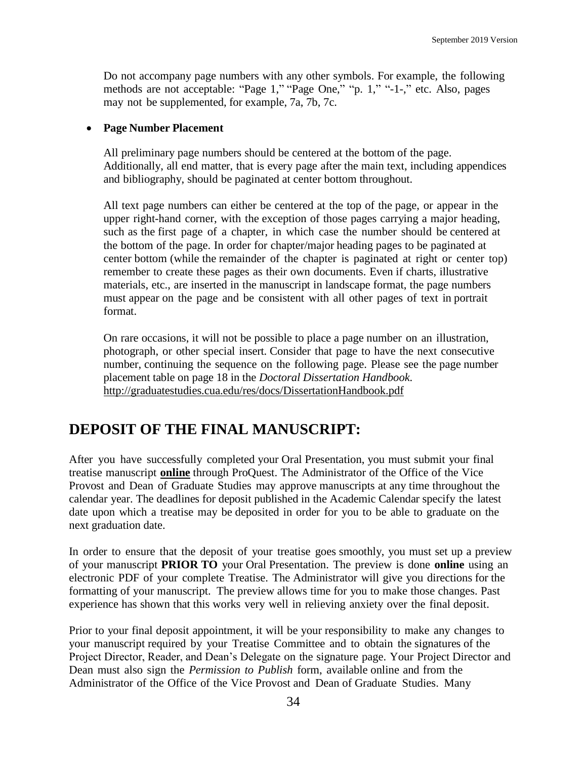Do not accompany page numbers with any other symbols. For example, the following methods are not acceptable: "Page 1," "Page One," "p. 1," "-1-," etc. Also, pages may not be supplemented, for example, 7a, 7b, 7c.

- **Page Number Placement**

  All preliminary page numbers should be centered at the bottom of the page. Additionally, all end matter, that is every page after the main text, including appendices and bibliography, should be paginated at center bottom throughout.

  All text page numbers can either be centered at the top of the page, or appear in the upper right-hand corner, with the exception of those pages carrying a major heading, such as the first page of a chapter, in which case the number should be centered at the bottom of the page. In order for chapter/major heading pages to be paginated at center bottom (while the remainder of the chapter is paginated at right or center top) remember to create these pages as their own documents. Even if charts, illustrative materials, etc., are inserted in the manuscript in landscape format, the page numbers must appear on the page and be consistent with all other pages of text in portrait format.

  On rare occasions, it will not be possible to place a page number on an illustration, photograph, or other special insert. Consider that page to have the next consecutive number, continuing the sequence on the following page. Please see the page number placement table on page 18 in the *Doctoral Dissertation Handbook.* http://graduatestudies.cua.edu/res/docs/DissertationHandbook.pdf

## DEPOSIT OF THE FINAL MANUSCRIPT:

After you have successfully completed your Oral Presentation, you must submit your final treatise manuscript **online** through ProQuest. The Administrator of the Office of the Vice Provost and Dean of Graduate Studies may approve manuscripts at any time throughout the calendar year. The deadlines for deposit published in the Academic Calendar specify the latest date upon which a treatise may be deposited in order for you to be able to graduate on the next graduation date.

In order to ensure that the deposit of your treatise goes smoothly, you must set up a preview of your manuscript **PRIOR TO** your Oral Presentation. The preview is done **online** using an electronic PDF of your complete Treatise. The Administrator will give you directions for the formatting of your manuscript. The preview allows time for you to make those changes. Past experience has shown that this works very well in relieving anxiety over the final deposit.

Prior to your final deposit appointment, it will be your responsibility to make any changes to your manuscript required by your Treatise Committee and to obtain the signatures of the Project Director, Reader, and Dean's Delegate on the signature page. Your Project Director and Dean must also sign the *Permission to Publish* form, available online and from the Administrator of the Office of the Vice Provost and Dean of Graduate Studies. Many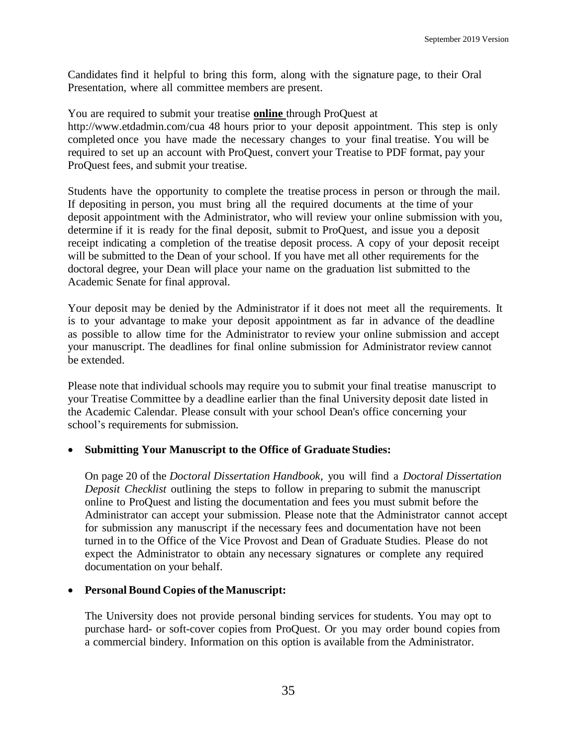Candidates find it helpful to bring this form, along with the signature page, to their Oral Presentation, where all committee members are present.

You are required to submit your treatise **online** through ProQuest at http://www.etdadmin.com/cua 48 hours prior to your deposit appointment. This step is only completed once you have made the necessary changes to your final treatise. You will be required to set up an account with ProQuest, convert your Treatise to PDF format, pay your ProQuest fees, and submit your treatise.

Students have the opportunity to complete the treatise process in person or through the mail. If depositing in person, you must bring all the required documents at the time of your deposit appointment with the Administrator, who will review your online submission with you, determine if it is ready for the final deposit, submit to ProQuest, and issue you a deposit receipt indicating a completion of the treatise deposit process. A copy of your deposit receipt will be submitted to the Dean of your school. If you have met all other requirements for the doctoral degree, your Dean will place your name on the graduation list submitted to the Academic Senate for final approval.

Your deposit may be denied by the Administrator if it does not meet all the requirements. It is to your advantage to make your deposit appointment as far in advance of the deadline as possible to allow time for the Administrator to review your online submission and accept your manuscript. The deadlines for final online submission for Administrator review cannot be extended.

Please note that individual schools may require you to submit your final treatise manuscript to your Treatise Committee by a deadline earlier than the final University deposit date listed in the Academic Calendar. Please consult with your school Dean's office concerning your school's requirements for submission.

- **Submitting Your Manuscript to the Office of Graduate Studies:**

  On page 20 of the *Doctoral Dissertation Handbook*, you will find a *Doctoral Dissertation Deposit Checklist* outlining the steps to follow in preparing to submit the manuscript online to ProQuest and listing the documentation and fees you must submit before the Administrator can accept your submission. Please note that the Administrator cannot accept for submission any manuscript if the necessary fees and documentation have not been turned in to the Office of the Vice Provost and Dean of Graduate Studies. Please do not expect the Administrator to obtain any necessary signatures or complete any required documentation on your behalf.

- **Personal Bound Copies of the Manuscript:**

  The University does not provide personal binding services for students. You may opt to purchase hard- or soft-cover copies from ProQuest. Or you may order bound copies from a commercial bindery. Information on this option is available from the Administrator.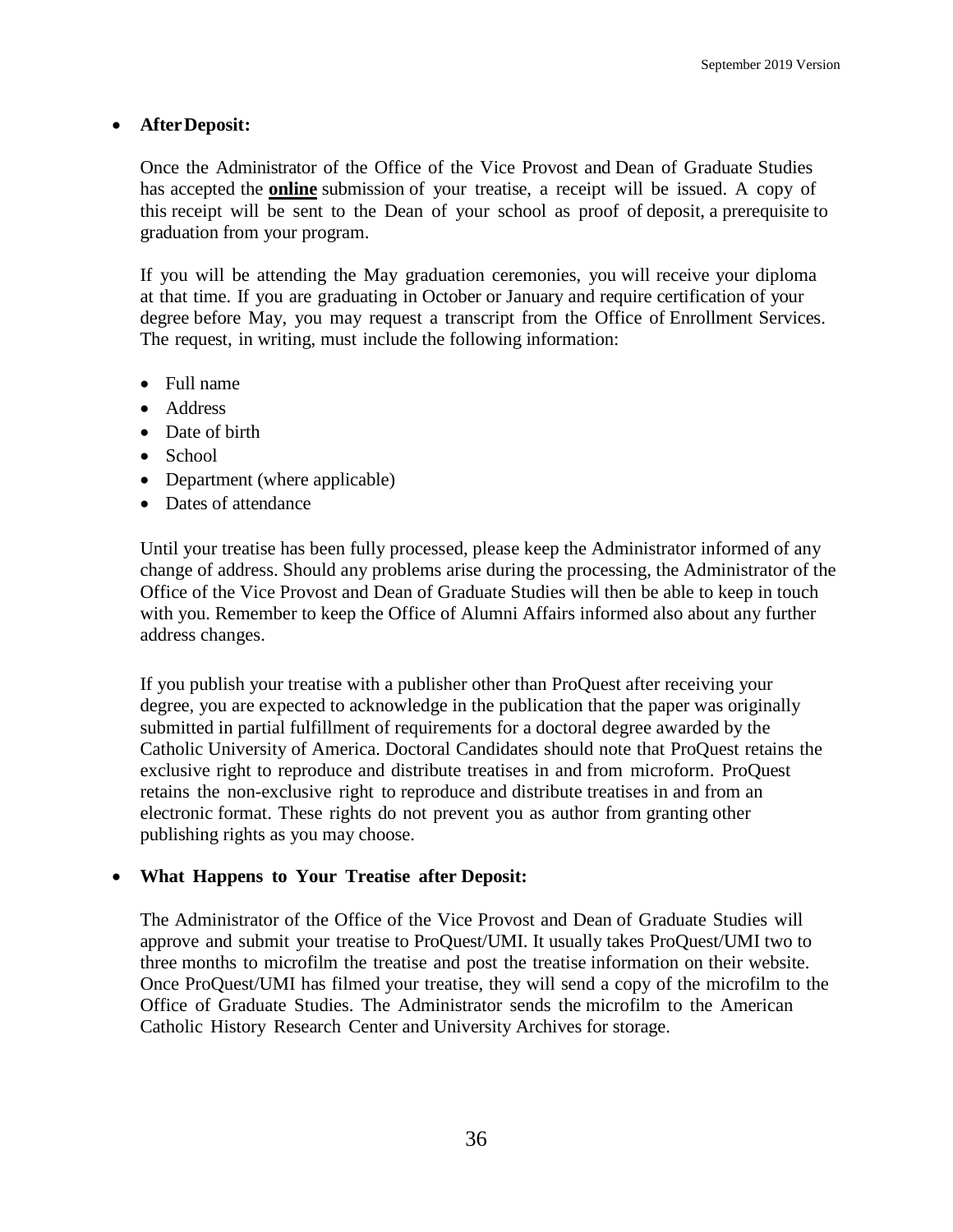- **After Deposit:**

  Once the Administrator of the Office of the Vice Provost and Dean of Graduate Studies has accepted the **online** submission of your treatise, a receipt will be issued. A copy of this receipt will be sent to the Dean of your school as proof of deposit, a prerequisite to graduation from your program.

  If you will be attending the May graduation ceremonies, you will receive your diploma at that time. If you are graduating in October or January and require certification of your degree before May, you may request a transcript from the Office of Enrollment Services. The request, in writing, must include the following information:

  - Full name
  - Address
  - Date of birth
  - School
  - Department (where applicable)
  - Dates of attendance

  Until your treatise has been fully processed, please keep the Administrator informed of any change of address. Should any problems arise during the processing, the Administrator of the Office of the Vice Provost and Dean of Graduate Studies will then be able to keep in touch with you. Remember to keep the Office of Alumni Affairs informed also about any further address changes.

  If you publish your treatise with a publisher other than ProQuest after receiving your degree, you are expected to acknowledge in the publication that the paper was originally submitted in partial fulfillment of requirements for a doctoral degree awarded by the Catholic University of America. Doctoral Candidates should note that ProQuest retains the exclusive right to reproduce and distribute treatises in and from microform. ProQuest retains the non-exclusive right to reproduce and distribute treatises in and from an electronic format. These rights do not prevent you as author from granting other publishing rights as you may choose.

- **What Happens to Your Treatise after Deposit:**

  The Administrator of the Office of the Vice Provost and Dean of Graduate Studies will approve and submit your treatise to ProQuest/UMI. It usually takes ProQuest/UMI two to three months to microfilm the treatise and post the treatise information on their website. Once ProQuest/UMI has filmed your treatise, they will send a copy of the microfilm to the Office of Graduate Studies. The Administrator sends the microfilm to the American Catholic History Research Center and University Archives for storage.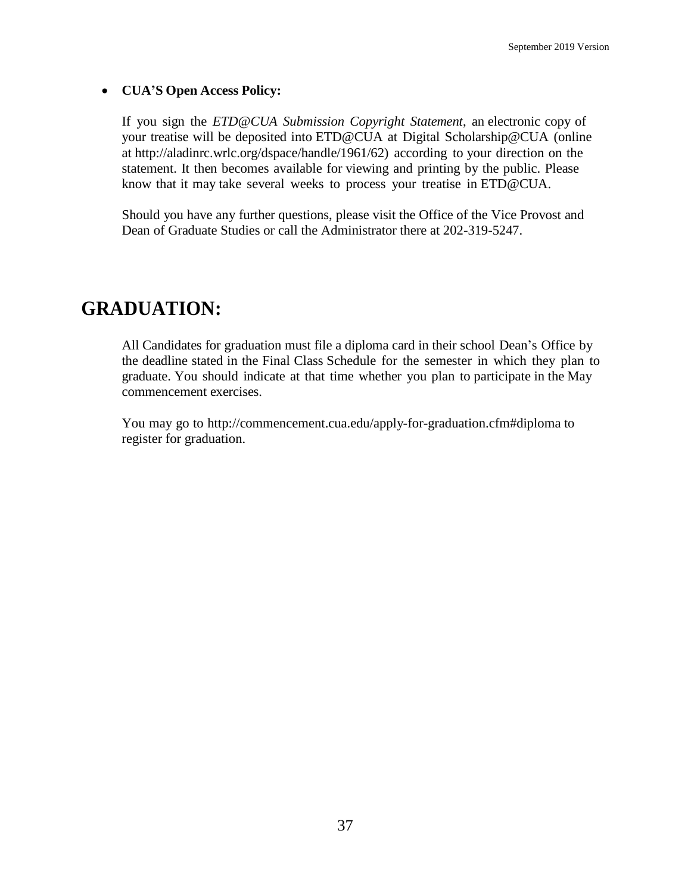- **CUA'S Open Access Policy:**

  If you sign the *ETD@CUA Submission Copyright Statement*, an electronic copy of your treatise will be deposited into ETD@CUA at Digital Scholarship@CUA (online at http://aladinrc.wrlc.org/dspace/handle/1961/62) according to your direction on the statement. It then becomes available for viewing and printing by the public. Please know that it may take several weeks to process your treatise in ETD@CUA.

  Should you have any further questions, please visit the Office of the Vice Provost and Dean of Graduate Studies or call the Administrator there at 202-319-5247.

# GRADUATION:

All Candidates for graduation must file a diploma card in their school Dean's Office by the deadline stated in the Final Class Schedule for the semester in which they plan to graduate. You should indicate at that time whether you plan to participate in the May commencement exercises.

You may go to http://commencement.cua.edu/apply-for-graduation.cfm#diploma to register for graduation.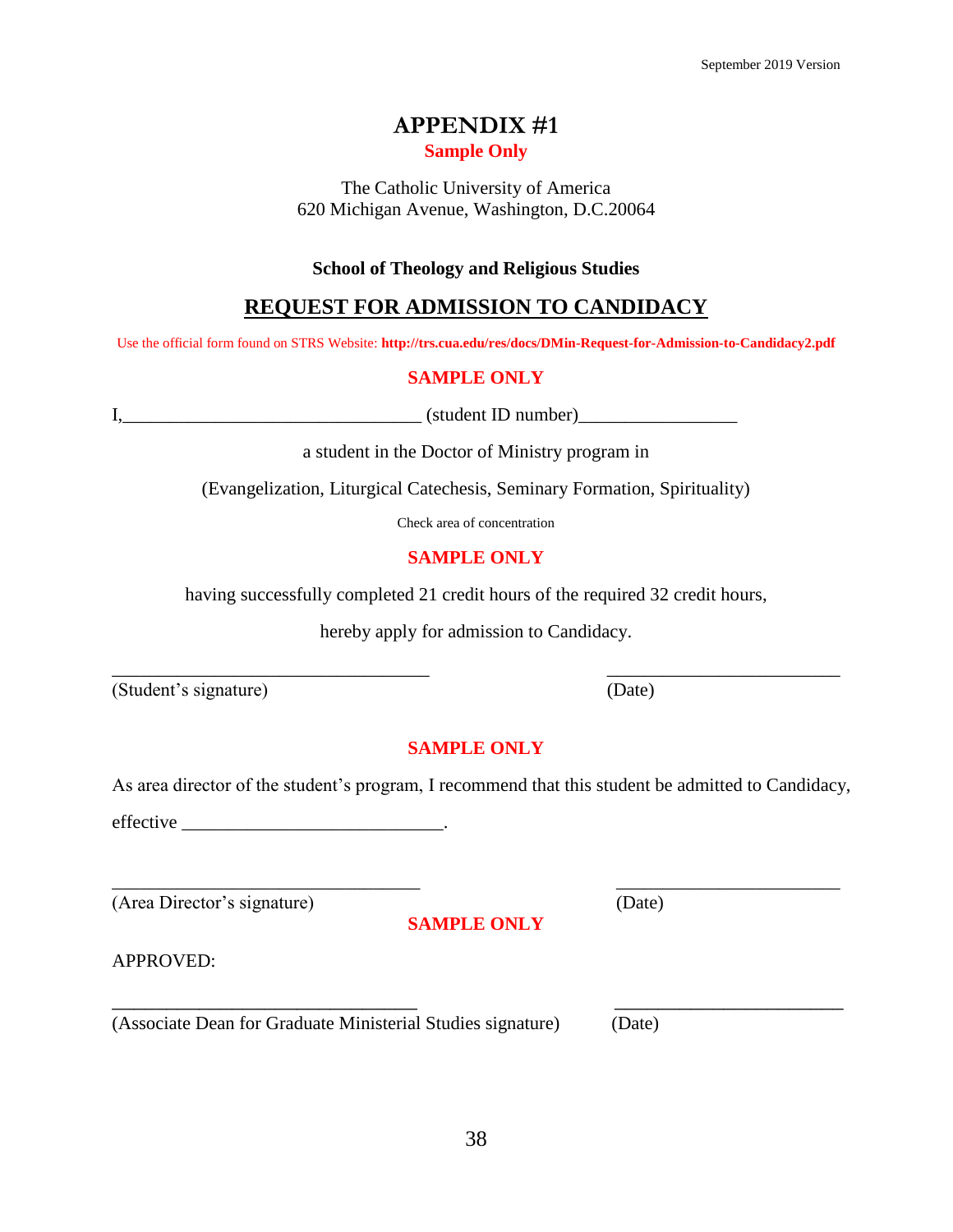# APPENDIX #1

**Sample Only**

The Catholic University of America
620 Michigan Avenue, Washington, D.C.20064

**School of Theology and Religious Studies**

## REQUEST FOR ADMISSION TO CANDIDACY

Use the official form found on STRS Website: **http://trs.cua.edu/res/docs/DMin-Request-for-Admission-to-Candidacy2.pdf**

**SAMPLE ONLY**

I,________________________________ (student ID number)_________________

a student in the Doctor of Ministry program in

(Evangelization, Liturgical Catechesis, Seminary Formation, Spirituality)

Check area of concentration

**SAMPLE ONLY**

having successfully completed 21 credit hours of the required 32 credit hours,

hereby apply for admission to Candidacy.

__________________________________ __________________________
(Student's signature) (Date)

**SAMPLE ONLY**

As area director of the student's program, I recommend that this student be admitted to Candidacy,

effective ____________________________.

__________________________________ __________________________
(Area Director's signature) (Date)

**SAMPLE ONLY**

APPROVED:

__________________________________ __________________________
(Associate Dean for Graduate Ministerial Studies signature) (Date)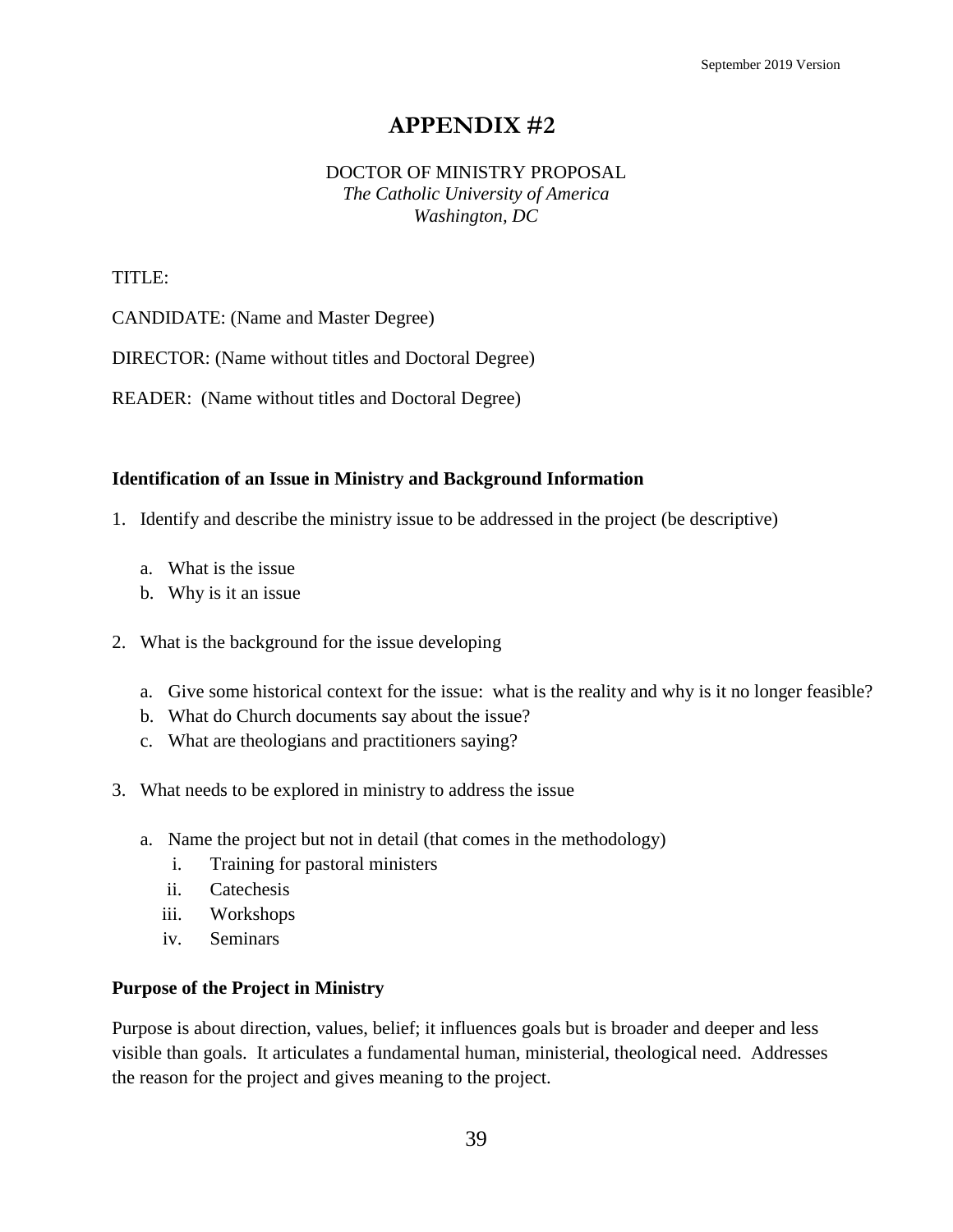# APPENDIX #2

DOCTOR OF MINISTRY PROPOSAL
*The Catholic University of America*
*Washington, DC*

TITLE:

CANDIDATE: (Name and Master Degree)

DIRECTOR: (Name without titles and Doctoral Degree)

READER: (Name without titles and Doctoral Degree)

**Identification of an Issue in Ministry and Background Information**

1. Identify and describe the ministry issue to be addressed in the project (be descriptive)
   a. What is the issue
   b. Why is it an issue

2. What is the background for the issue developing
   a. Give some historical context for the issue: what is the reality and why is it no longer feasible?
   b. What do Church documents say about the issue?
   c. What are theologians and practitioners saying?

3. What needs to be explored in ministry to address the issue
   a. Name the project but not in detail (that comes in the methodology)
      i. Training for pastoral ministers
      ii. Catechesis
      iii. Workshops
      iv. Seminars

**Purpose of the Project in Ministry**

Purpose is about direction, values, belief; it influences goals but is broader and deeper and less visible than goals. It articulates a fundamental human, ministerial, theological need. Addresses the reason for the project and gives meaning to the project.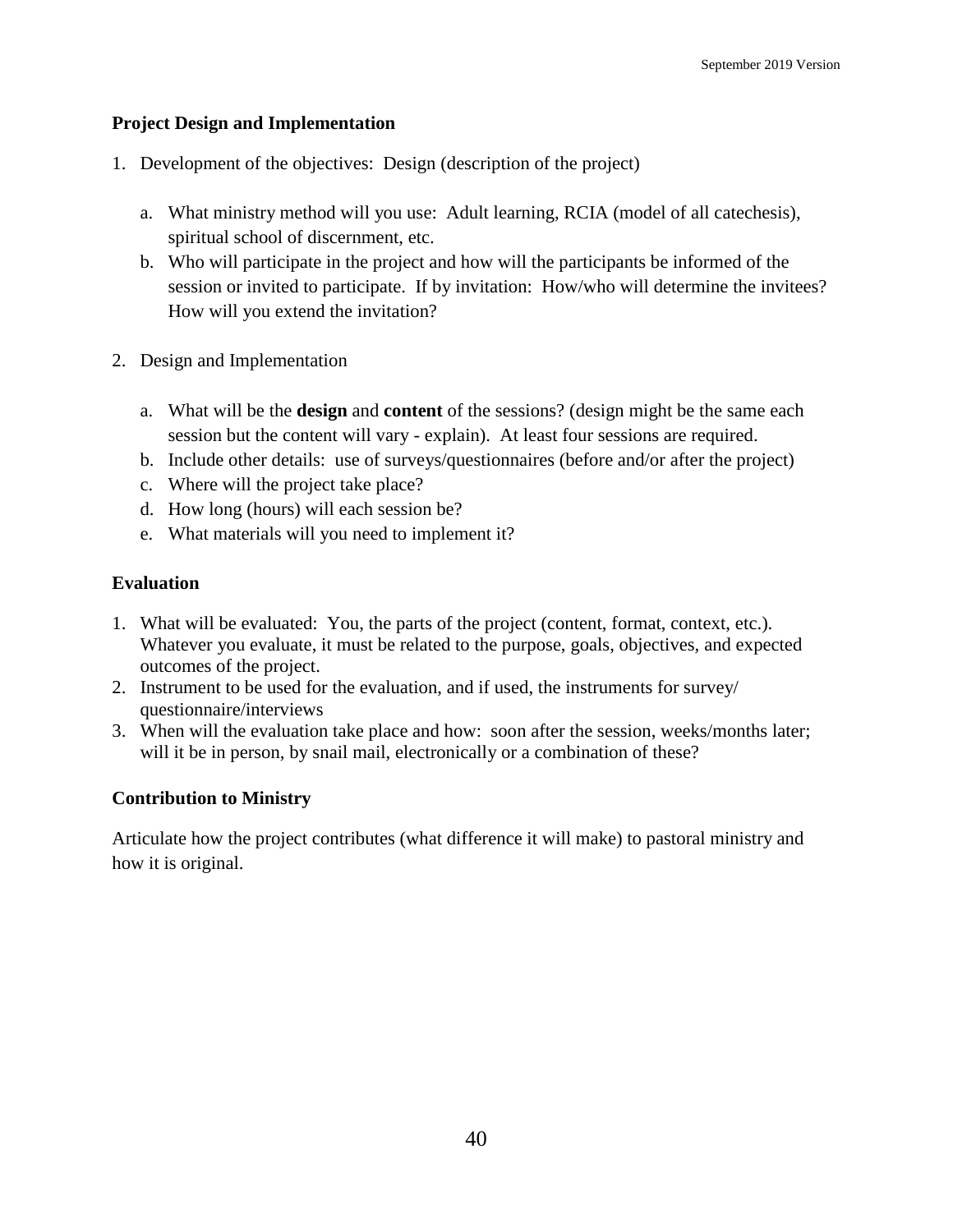**Project Design and Implementation**

1. Development of the objectives: Design (description of the project)

    a. What ministry method will you use: Adult learning, RCIA (model of all catechesis), spiritual school of discernment, etc.
    b. Who will participate in the project and how will the participants be informed of the session or invited to participate. If by invitation: How/who will determine the invitees? How will you extend the invitation?

2. Design and Implementation

    a. What will be the **design** and **content** of the sessions? (design might be the same each session but the content will vary - explain). At least four sessions are required.
    b. Include other details: use of surveys/questionnaires (before and/or after the project)
    c. Where will the project take place?
    d. How long (hours) will each session be?
    e. What materials will you need to implement it?

**Evaluation**

1. What will be evaluated: You, the parts of the project (content, format, context, etc.). Whatever you evaluate, it must be related to the purpose, goals, objectives, and expected outcomes of the project.
2. Instrument to be used for the evaluation, and if used, the instruments for survey/ questionnaire/interviews
3. When will the evaluation take place and how: soon after the session, weeks/months later; will it be in person, by snail mail, electronically or a combination of these?

**Contribution to Ministry**

Articulate how the project contributes (what difference it will make) to pastoral ministry and how it is original.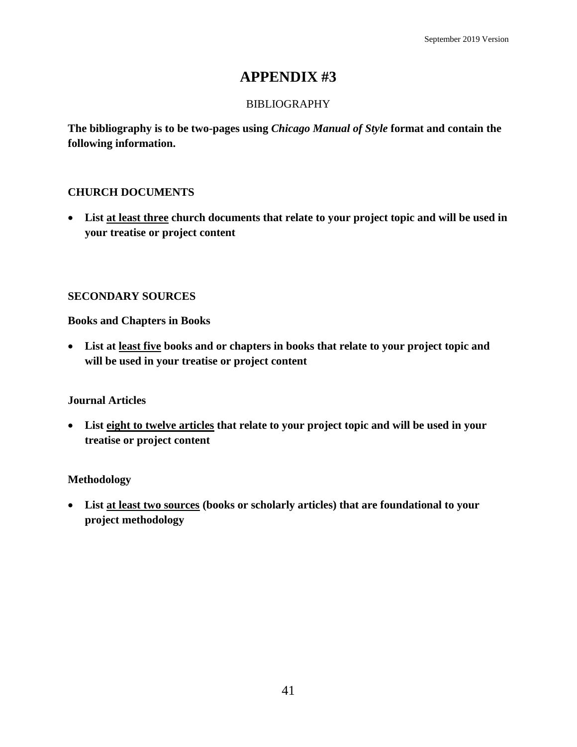# APPENDIX #3

BIBLIOGRAPHY

**The bibliography is to be two-pages using *Chicago Manual of Style* format and contain the following information.**

**CHURCH DOCUMENTS**

- **List <u>at least three</u> church documents that relate to your project topic and will be used in your treatise or project content**

**SECONDARY SOURCES**

**Books and Chapters in Books**

- **List at <u>least five</u> books and or chapters in books that relate to your project topic and will be used in your treatise or project content**

**Journal Articles**

- **List <u>eight to twelve articles</u> that relate to your project topic and will be used in your treatise or project content**

**Methodology**

- **List <u>at least two sources</u> (books or scholarly articles) that are foundational to your project methodology**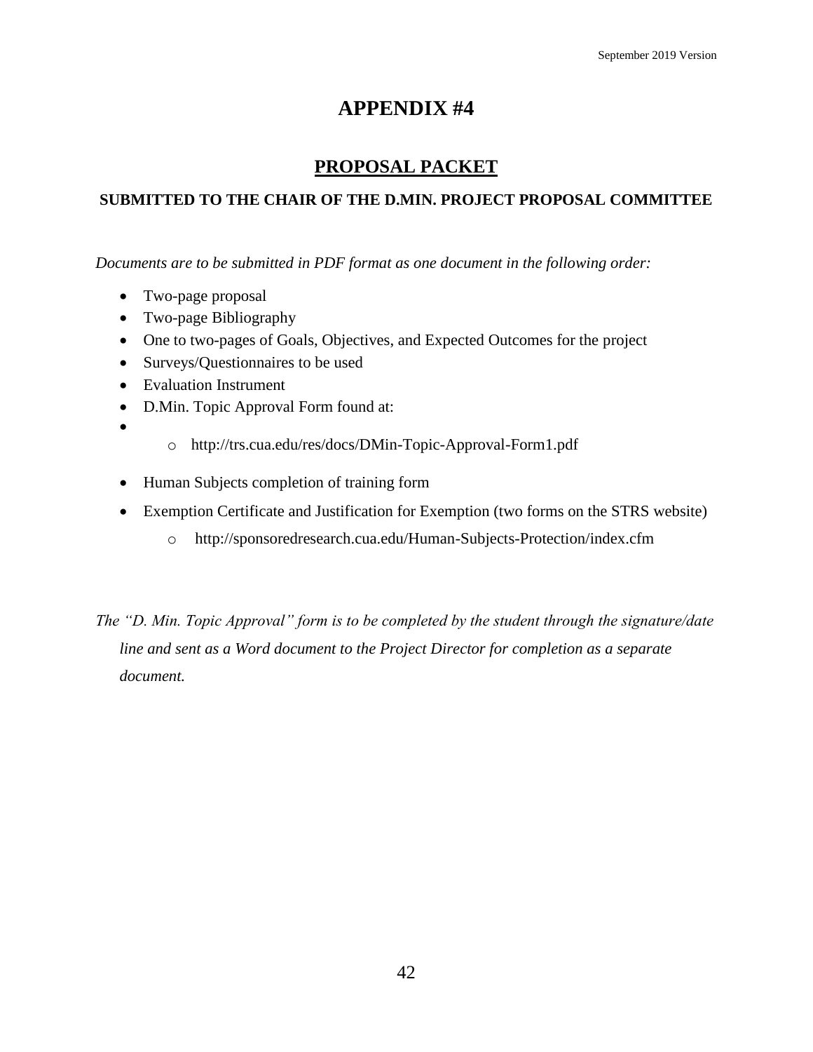# APPENDIX #4

## PROPOSAL PACKET

### SUBMITTED TO THE CHAIR OF THE D.MIN. PROJECT PROPOSAL COMMITTEE

*Documents are to be submitted in PDF format as one document in the following order:*

- Two-page proposal
- Two-page Bibliography
- One to two-pages of Goals, Objectives, and Expected Outcomes for the project
- Surveys/Questionnaires to be used
- Evaluation Instrument
- D.Min. Topic Approval Form found at:
- 
    - http://trs.cua.edu/res/docs/DMin-Topic-Approval-Form1.pdf
- Human Subjects completion of training form
- Exemption Certificate and Justification for Exemption (two forms on the STRS website)
    - http://sponsoredresearch.cua.edu/Human-Subjects-Protection/index.cfm

*The "D. Min. Topic Approval" form is to be completed by the student through the signature/date line and sent as a Word document to the Project Director for completion as a separate document.*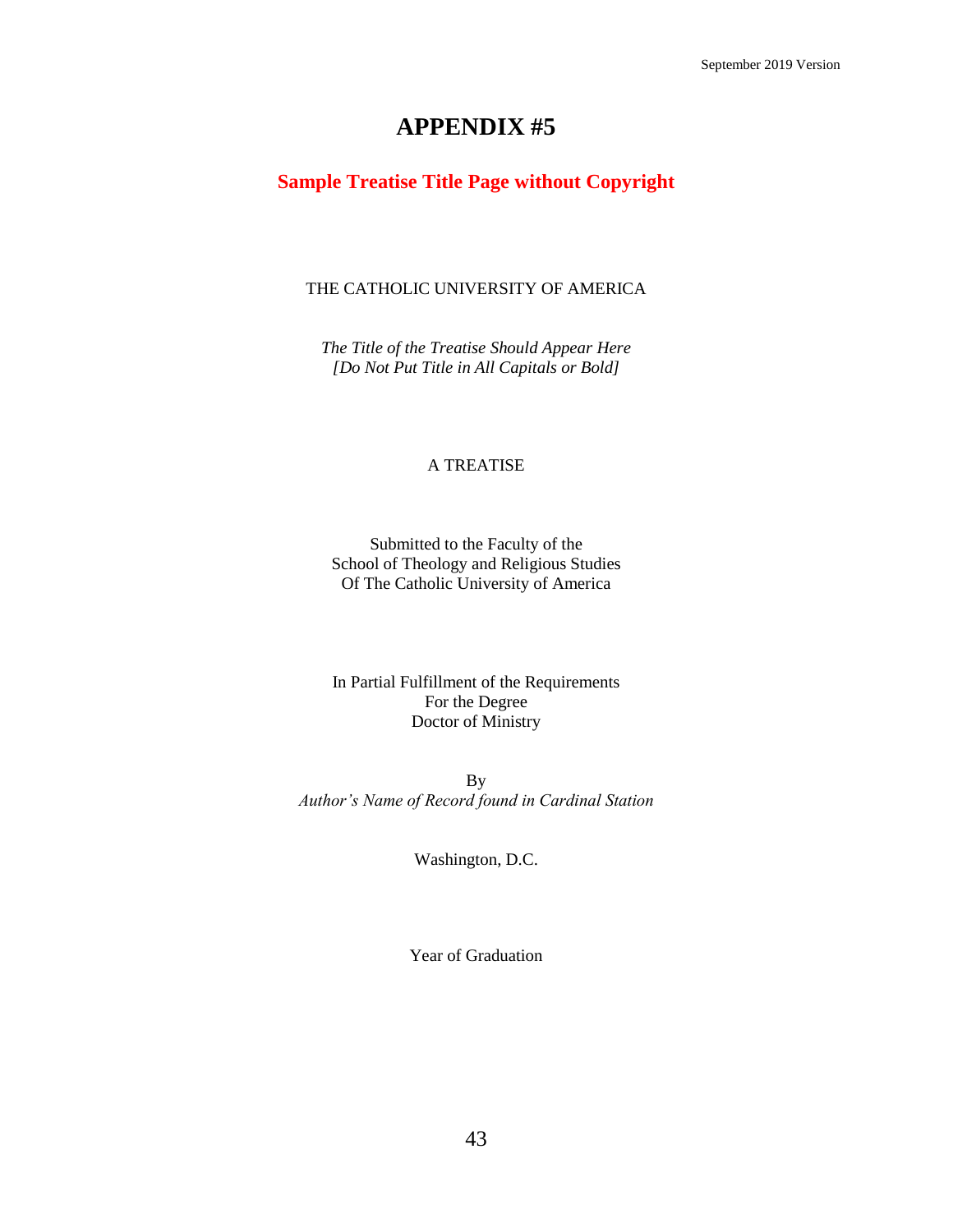# APPENDIX #5

## **Sample Treatise Title Page without Copyright**

THE CATHOLIC UNIVERSITY OF AMERICA

*The Title of the Treatise Should Appear Here*
*[Do Not Put Title in All Capitals or Bold]*

A TREATISE

Submitted to the Faculty of the
School of Theology and Religious Studies
Of The Catholic University of America

In Partial Fulfillment of the Requirements
For the Degree
Doctor of Ministry

By
*Author's Name of Record found in Cardinal Station*

Washington, D.C.

Year of Graduation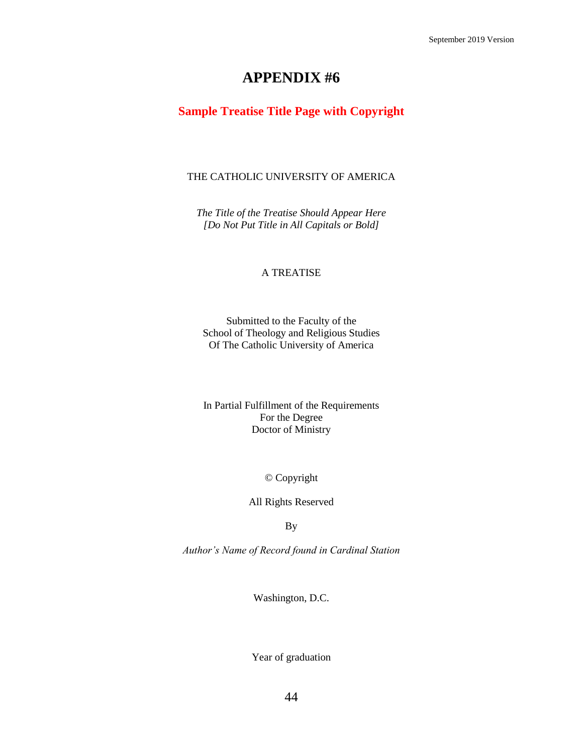# APPENDIX #6

## Sample Treatise Title Page with Copyright

THE CATHOLIC UNIVERSITY OF AMERICA

*The Title of the Treatise Should Appear Here*
*[Do Not Put Title in All Capitals or Bold]*

A TREATISE

Submitted to the Faculty of the
School of Theology and Religious Studies
Of The Catholic University of America

In Partial Fulfillment of the Requirements
For the Degree
Doctor of Ministry

© Copyright

All Rights Reserved

By

*Author's Name of Record found in Cardinal Station*

Washington, D.C.

Year of graduation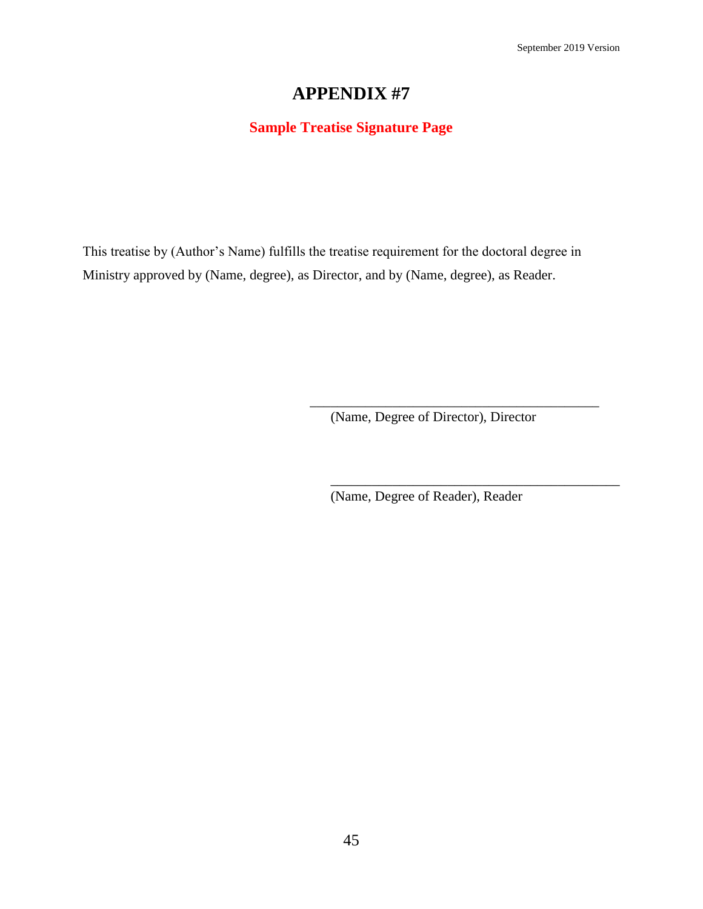# APPENDIX #7

## Sample Treatise Signature Page

This treatise by (Author's Name) fulfills the treatise requirement for the doctoral degree in Ministry approved by (Name, degree), as Director, and by (Name, degree), as Reader.

\_\_\_\_\_\_\_\_\_\_\_\_\_\_\_\_\_\_\_\_\_\_\_\_\_\_\_\_\_\_\_\_\_\_\_\_\_\_\_\_\_\_\_

(Name, Degree of Director), Director

\_\_\_\_\_\_\_\_\_\_\_\_\_\_\_\_\_\_\_\_\_\_\_\_\_\_\_\_\_\_\_\_\_\_\_\_\_\_\_\_\_\_\_

(Name, Degree of Reader), Reader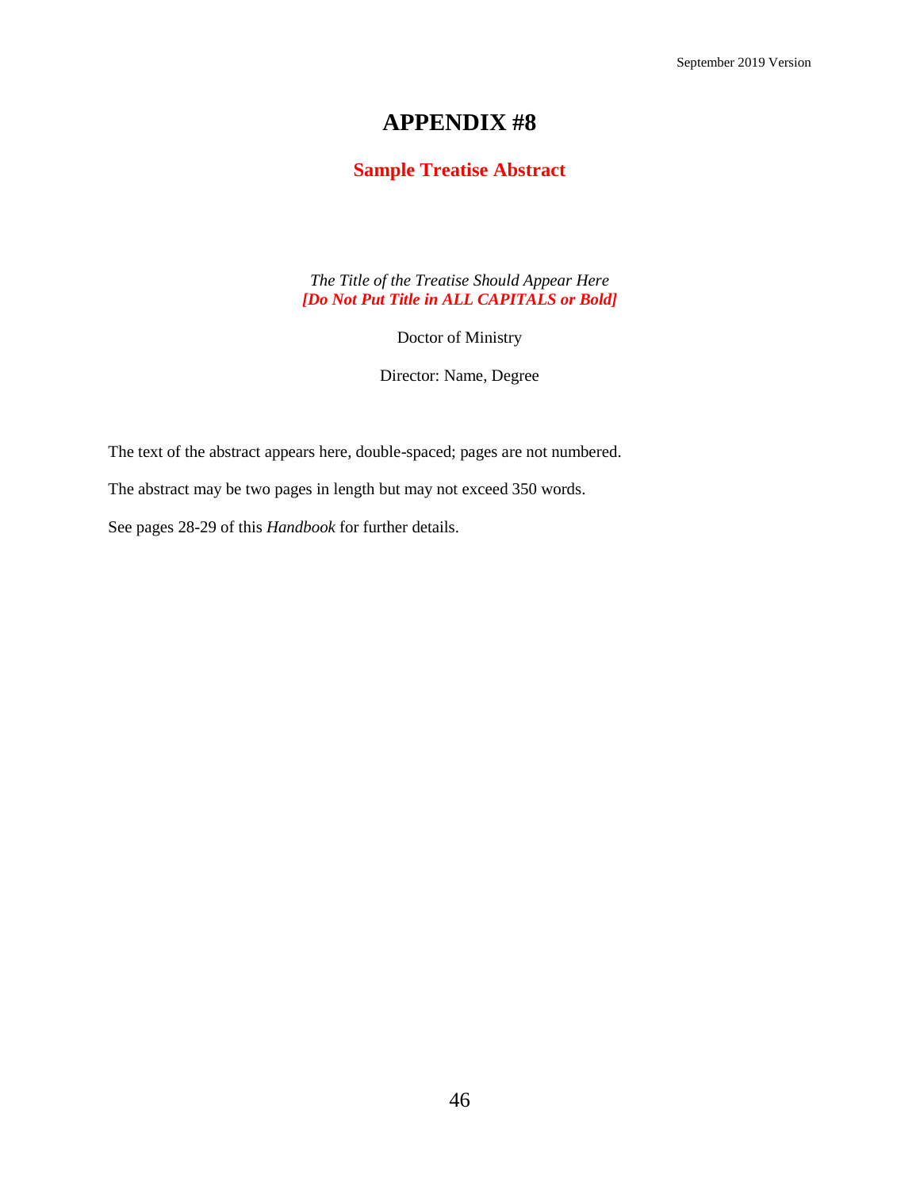# APPENDIX #8

## Sample Treatise Abstract

*The Title of the Treatise Should Appear Here*
***[Do Not Put Title in ALL CAPITALS or Bold]***

Doctor of Ministry

Director: Name, Degree

The text of the abstract appears here, double-spaced; pages are not numbered.

The abstract may be two pages in length but may not exceed 350 words.

See pages 28-29 of this *Handbook* for further details.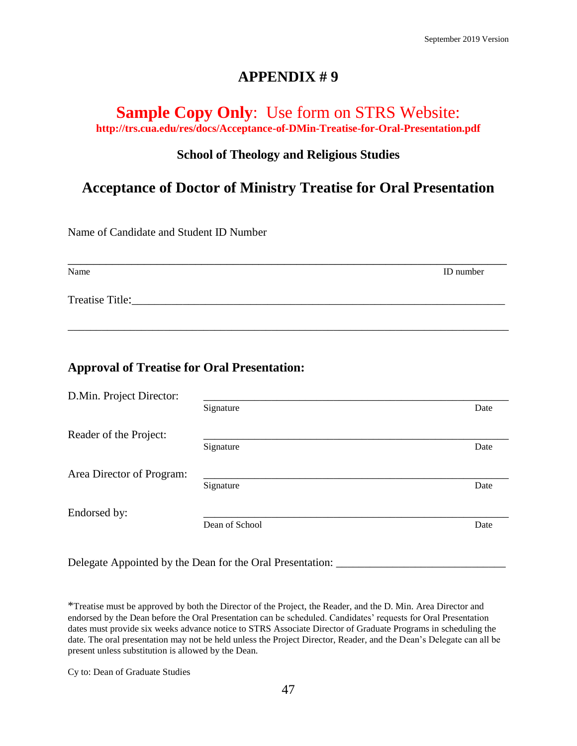# APPENDIX # 9

## Sample Copy Only: Use form on STRS Website:

**http://trs.cua.edu/res/docs/Acceptance-of-DMin-Treatise-for-Oral-Presentation.pdf**

### School of Theology and Religious Studies

## Acceptance of Doctor of Ministry Treatise for Oral Presentation

Name of Candidate and Student ID Number

_______________________________________________________________________________

Name                                                                                                                                ID number

Treatise Title:_________________________________________________________________

_______________________________________________________________________________

### Approval of Treatise for Oral Presentation:

D.Min. Project Director: ________________________________________________

Signature                                                                                    Date

Reader of the Project: ________________________________________________

Signature                                                                                    Date

Area Director of Program: ________________________________________________

Signature                                                                                    Date

Endorsed by: ________________________________________________

Dean of School                                                                           Date

Delegate Appointed by the Dean for the Oral Presentation: ______________________________

*Treatise must be approved by both the Director of the Project, the Reader, and the D. Min. Area Director and endorsed by the Dean before the Oral Presentation can be scheduled. Candidates' requests for Oral Presentation dates must provide six weeks advance notice to STRS Associate Director of Graduate Programs in scheduling the date. The oral presentation may not be held unless the Project Director, Reader, and the Dean's Delegate can all be present unless substitution is allowed by the Dean.

Cy to: Dean of Graduate Studies